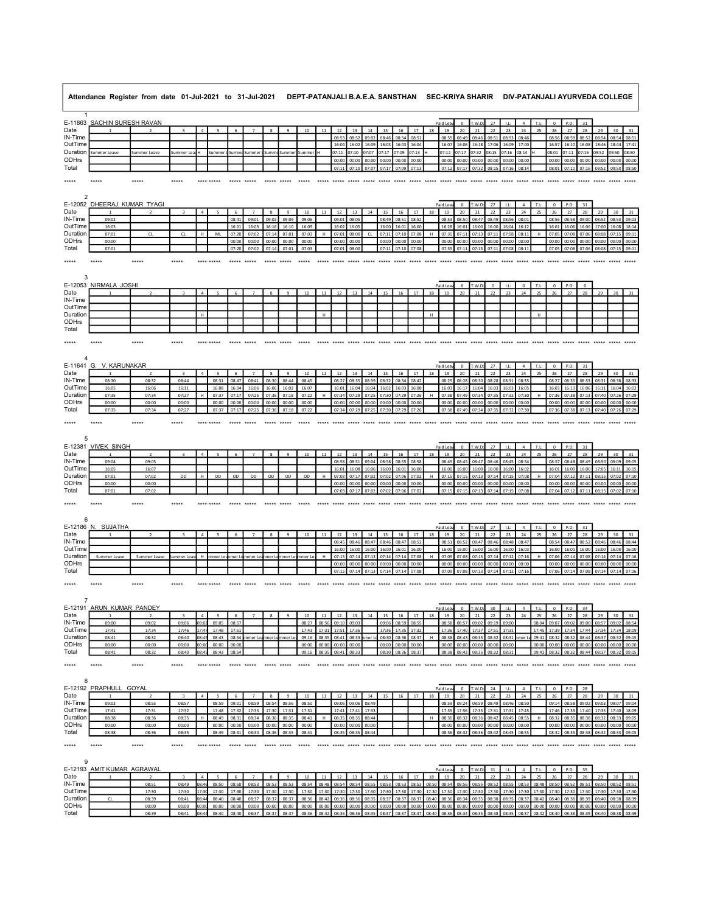**Attendance Register from date 01-Jul-2021 to 31-Jul-2021 DEPT-PATANJALI B.A.E.A. SANSTHAN SEC-KRIYA SHARIR DIV-PATANJALI AYURVEDA COLLEGE**

### 1
**E-11863 SACHIN SURESH RAVAN** — Paid Leave: 0 | T.W.D.: 27 | I.L.: 4 | T.L.: 0 | P.D.: 31

| Date | 1 | 2 | 3 | 4 | 5 | 6 | 7 | 8 | 9 | 10 | 11 | 12 | 13 | 14 | 15 | 16 | 17 | 18 | 19 | 20 | 21 | 22 | 23 | 24 | 25 | 26 | 27 | 28 | 29 | 30 | 31 |
|---|---|---|---|---|---|---|---|---|---|---|---|---|---|---|---|---|---|---|---|---|---|---|---|---|---|---|---|---|---|---|---|
| IN-Time | | | | | | | | | | | | 08:53 | 08:52 | 09:02 | 08:46 | 08:54 | 08:51 | | 08:55 | 08:49 | 08:46 | 08:51 | 08:53 | 08:46 | | 08:56 | 08:59 | 08:52 | 08:54 | 08:54 | 08:51 |
| OutTime | | | | | | | | | | | | 16:04 | 16:02 | 16:09 | 16:03 | 16:03 | 16:04 | | 16:07 | 16:06 | 16:18 | 17:06 | 16:09 | 17:00 | | 16:57 | 16:10 | 16:08 | 18:46 | 18:44 | 17:41 |
| Duration | Summer Leave | Summer Leave | Summer Leave | H | Summer Leave | Summer Leave | Summer Leave | Summer Leave | Summer Leave | Summer Leave | H | 07:11 | 07:10 | 07:07 | 07:17 | 07:09 | 07:13 | H | 07:12 | 07:17 | 07:32 | 08:15 | 07:16 | 08:14 | H | 08:01 | 07:11 | 07:16 | 09:52 | 09:50 | 08:50 |
| ODHrs | | | | | | | | | | | | 00:00 | 00:00 | 00:00 | 00:00 | 00:00 | 00:00 | | 00:00 | 00:00 | 00:00 | 00:00 | 00:00 | 00:00 | | 00:00 | 00:00 | 00:00 | 00:00 | 00:00 | 00:00 |
| Total | | | | | | | | | | | | 07:11 | 07:10 | 07:07 | 07:17 | 07:09 | 07:13 | | 07:12 | 07:17 | 07:32 | 08:15 | 07:16 | 08:14 | | 08:01 | 07:11 | 07:16 | 09:52 | 09:50 | 08:50 |

### 2
**E-12052 DHEERAJ KUMAR TYAGI** — Paid Leave: 0 | T.W.D.: 27 | I.L.: 4 | T.L.: 0 | P.D.: 31

| Date | 1 | 2 | 3 | 4 | 5 | 6 | 7 | 8 | 9 | 10 | 11 | 12 | 13 | 14 | 15 | 16 | 17 | 18 | 19 | 20 | 21 | 22 | 23 | 24 | 25 | 26 | 27 | 28 | 29 | 30 | 31 |
|---|---|---|---|---|---|---|---|---|---|---|---|---|---|---|---|---|---|---|---|---|---|---|---|---|---|---|---|---|---|---|---|
| IN-Time | 09:02 | | | | | 08:41 | 09:01 | 09:02 | 09:09 | 09:06 | | 09:01 | 08:05 | | 08:49 | 08:51 | 08:52 | | 08:53 | 08:50 | 08:47 | 08:49 | 08:56 | 08:01 | | 08:56 | 08:58 | 09:00 | 08:52 | 08:53 | 09:03 |
| OutTime | 16:03 | | | | | 16:01 | 16:03 | 16:16 | 16:10 | 16:09 | | 16:02 | 16:05 | | 16:00 | 16:01 | 16:00 | | 16:28 | 16:01 | 16:00 | 16:00 | 16:04 | 16:12 | | 16:01 | 16:06 | 16:06 | 17:00 | 16:08 | 18:14 |
| Duration | 07:01 | CL | CL | H | ML | 07:20 | 07:02 | 07:14 | 07:01 | 07:03 | H | 07:01 | 08:00 | CL | 07:11 | 07:10 | 07:08 | H | 07:35 | 07:11 | 07:13 | 07:11 | 07:08 | 08:11 | H | 07:05 | 07:08 | 07:06 | 08:08 | 07:15 | 09:11 |
| ODHrs | 00:00 | | | | | 00:00 | 00:00 | 00:00 | 00:00 | 00:00 | | 00:00 | 00:00 | | 00:00 | 00:00 | 00:00 | | 00:00 | 00:00 | 00:00 | 00:00 | 00:00 | 00:00 | | 00:00 | 00:00 | 00:00 | 00:00 | 00:00 | 00:00 |
| Total | 07:01 | | | | | 07:20 | 07:02 | 07:14 | 07:01 | 07:03 | | 07:01 | 08:00 | | 07:11 | 07:10 | 07:08 | | 07:35 | 07:11 | 07:13 | 07:11 | 07:08 | 08:11 | | 07:05 | 07:08 | 07:06 | 08:08 | 07:15 | 09:11 |

### 3
**E-12053 NIRMALA JOSHI** — Paid Leave: 0 | T.W.D.: 0 | I.L.: 0 | T.L.: 0 | P.D.: 0

| Date | 1 | 2 | 3 | 4 | 5 | 6 | 7 | 8 | 9 | 10 | 11 | 12 | 13 | 14 | 15 | 16 | 17 | 18 | 19 | 20 | 21 | 22 | 23 | 24 | 25 | 26 | 27 | 28 | 29 | 30 | 31 |
|---|---|---|---|---|---|---|---|---|---|---|---|---|---|---|---|---|---|---|---|---|---|---|---|---|---|---|---|---|---|---|---|
| IN-Time | | | | | | | | | | | | | | | | | | | | | | | | | | | | | | | |
| OutTime | | | | | | | | | | | | | | | | | | | | | | | | | | | | | | | |
| Duration | | | | H | | | | | | | H | | | | | | | H | | | | | | | H | | | | | | |
| ODHrs | | | | | | | | | | | | | | | | | | | | | | | | | | | | | | | |
| Total | | | | | | | | | | | | | | | | | | | | | | | | | | | | | | | |

### 4
**E-11641 G. V. KARUNAKAR** — Paid Leave: 0 | T.W.D.: 27 | I.L.: 4 | T.L.: 0 | P.D.: 31

| Date | 1 | 2 | 3 | 4 | 5 | 6 | 7 | 8 | 9 | 10 | 11 | 12 | 13 | 14 | 15 | 16 | 17 | 18 | 19 | 20 | 21 | 22 | 23 | 24 | 25 | 26 | 27 | 28 | 29 | 30 | 31 |
|---|---|---|---|---|---|---|---|---|---|---|---|---|---|---|---|---|---|---|---|---|---|---|---|---|---|---|---|---|---|---|---|
| IN-Time | 08:30 | 08:32 | 08:44 | | 08:31 | 08:47 | 08:41 | 08:30 | 08:44 | 08:45 | | 08:27 | 08:35 | 08:39 | 08:32 | 08:34 | 08:42 | | 08:25 | 08:28 | 08:30 | 08:28 | 08:31 | 08:35 | | 08:27 | 08:35 | 08:53 | 08:31 | 08:38 | 08:33 |
| OutTime | 16:05 | 16:06 | 16:11 | | 16:08 | 16:04 | 16:06 | 16:06 | 16:02 | 16:07 | | 16:01 | 16:04 | 16:04 | 16:02 | 16:03 | 16:08 | | 16:03 | 16:17 | 16:04 | 16:03 | 16:03 | 16:05 | | 16:03 | 16:13 | 16:06 | 16:11 | 16:04 | 16:02 |
| Duration | 07:35 | 07:34 | 07:27 | H | 07:37 | 07:17 | 07:25 | 07:36 | 07:18 | 07:22 | H | 07:34 | 07:29 | 07:25 | 07:30 | 07:29 | 07:26 | H | 07:38 | 07:49 | 07:34 | 07:35 | 07:32 | 07:30 | H | 07:36 | 07:38 | 07:13 | 07:40 | 07:26 | 07:29 |
| ODHrs | 00:00 | 00:00 | 00:00 | | 00:00 | 00:00 | 00:00 | 00:00 | 00:00 | 00:00 | | 00:00 | 00:00 | 00:00 | 00:00 | 00:00 | 00:00 | | 00:00 | 00:00 | 00:00 | 00:00 | 00:00 | 00:00 | | 00:00 | 00:00 | 00:00 | 00:00 | 00:00 | 00:00 |
| Total | 07:35 | 07:34 | 07:27 | | 07:37 | 07:17 | 07:25 | 07:36 | 07:18 | 07:22 | | 07:34 | 07:29 | 07:25 | 07:30 | 07:29 | 07:26 | | 07:38 | 07:49 | 07:34 | 07:35 | 07:32 | 07:30 | | 07:36 | 07:38 | 07:13 | 07:40 | 07:26 | 07:29 |

### 5
**E-12381 VIVEK SINGH** — Paid Leave: 0 | T.W.D.: 27 | I.L.: 4 | T.L.: 0 | P.D.: 31

| Date | 1 | 2 | 3 | 4 | 5 | 6 | 7 | 8 | 9 | 10 | 11 | 12 | 13 | 14 | 15 | 16 | 17 | 18 | 19 | 20 | 21 | 22 | 23 | 24 | 25 | 26 | 27 | 28 | 29 | 30 | 31 |
|---|---|---|---|---|---|---|---|---|---|---|---|---|---|---|---|---|---|---|---|---|---|---|---|---|---|---|---|---|---|---|---|
| IN-Time | 09:04 | 09:05 | | | | | | | | | | 08:58 | 08:51 | 09:04 | 08:58 | 08:55 | 08:58 | | 08:45 | 08:45 | 08:47 | 08:46 | 08:45 | 08:54 | | 08:57 | 08:48 | 08:49 | 08:50 | 09:09 | 09:05 |
| OutTime | 16:05 | 16:07 | | | | | | | | | | 16:01 | 16:08 | 16:06 | 16:00 | 16:01 | 16:00 | | 16:00 | 16:00 | 16:00 | 16:00 | 16:00 | 16:02 | | 16:01 | 16:00 | 16:00 | 17:05 | 16:11 | 16:15 |
| Duration | 07:01 | 07:02 | OD | H | OD | OD | OD | OD | OD | OD | H | 07:03 | 07:17 | 07:02 | 07:02 | 07:06 | 07:02 | H | 07:15 | 07:15 | 07:13 | 07:14 | 07:15 | 07:08 | H | 07:04 | 07:12 | 07:11 | 08:15 | 07:02 | 07:10 |
| ODHrs | 00:00 | 00:00 | | | | | | | | | | 00:00 | 00:00 | 00:00 | 00:00 | 00:00 | 00:00 | | 00:00 | 00:00 | 00:00 | 00:00 | 00:00 | 00:00 | | 00:00 | 00:00 | 00:00 | 00:00 | 00:00 | 00:00 |
| Total | 07:01 | 07:02 | | | | | | | | | | 07:03 | 07:17 | 07:02 | 07:02 | 07:06 | 07:02 | | 07:15 | 07:15 | 07:13 | 07:14 | 07:15 | 07:08 | | 07:04 | 07:12 | 07:11 | 08:15 | 07:02 | 07:10 |

### 6
**E-12186 N. SUJATHA** — Paid Leave: 0 | T.W.D.: 27 | I.L.: 4 | T.L.: 0 | P.D.: 31

| Date | 1 | 2 | 3 | 4 | 5 | 6 | 7 | 8 | 9 | 10 | 11 | 12 | 13 | 14 | 15 | 16 | 17 | 18 | 19 | 20 | 21 | 22 | 23 | 24 | 25 | 26 | 27 | 28 | 29 | 30 | 31 |
|---|---|---|---|---|---|---|---|---|---|---|---|---|---|---|---|---|---|---|---|---|---|---|---|---|---|---|---|---|---|---|---|
| IN-Time | | | | | | | | | | | | 08:45 | 08:46 | 08:47 | 08:46 | 08:47 | 08:52 | | 08:51 | 08:52 | 08:47 | 08:46 | 08:48 | 08:47 | | 08:54 | 08:47 | 08:52 | 08:46 | 08:46 | 08:44 |
| OutTime | | | | | | | | | | | | 16:00 | 16:00 | 16:00 | 16:00 | 16:01 | 16:01 | | 16:00 | 16:00 | 16:00 | 16:00 | 16:00 | 16:03 | | 16:00 | 16:01 | 16:01 | 16:00 | 16:00 | 16:00 |
| Duration | Summer Leave | Summer Leave | Summer Leave | H | Summer Leave | Summer Leave | Summer Leave | Summer Leave | Summer Leave | Summer Leave | H | 07:15 | 07:14 | 07:13 | 07:14 | 07:14 | 07:08 | H | 07:09 | 07:08 | 07:13 | 07:14 | 07:12 | 07:16 | H | 07:06 | 07:14 | 07:08 | 07:14 | 07:14 | 07:16 |
| ODHrs | | | | | | | | | | | | 00:00 | 00:00 | 00:00 | 00:00 | 00:00 | 00:00 | | 00:00 | 00:00 | 00:00 | 00:00 | 00:00 | 00:00 | | 00:00 | 00:00 | 00:00 | 00:00 | 00:00 | 00:00 |
| Total | | | | | | | | | | | | 07:15 | 07:14 | 07:13 | 07:14 | 07:14 | 07:08 | | 07:09 | 07:08 | 07:13 | 07:14 | 07:12 | 07:16 | | 07:06 | 07:14 | 07:08 | 07:14 | 07:14 | 07:16 |

### 7
**E-12191 ARUN KUMAR PANDEY** — Paid Leave: 0 | T.W.D.: 30 | I.L.: 1 | T.L.: 0 | P.D.: 34

| Date | 1 | 2 | 3 | 4 | 5 | 6 | 7 | 8 | 9 | 10 | 11 | 12 | 13 | 14 | 15 | 16 | 17 | 18 | 19 | 20 | 21 | 22 | 23 | 24 | 25 | 26 | 27 | 28 | 29 | 30 | 31 |
|---|---|---|---|---|---|---|---|---|---|---|---|---|---|---|---|---|---|---|---|---|---|---|---|---|---|---|---|---|---|---|---|
| IN-Time | 09:00 | 09:02 | 09:06 | 09:02 | 09:05 | 08:57 | | | | 08:27 | 08:56 | 09:10 | 09:03 | | 09:06 | 08:59 | 08:55 | | 08:58 | 08:57 | 09:02 | 09:19 | 09:00 | | 08:04 | 09:07 | 09:02 | 09:00 | 08:57 | 09:02 | 08:54 |
| OutTime | 17:41 | 17:34 | 17:46 | 17:47 | 17:48 | 17:51 | | | | 17:43 | 17:31 | 17:51 | 17:36 | | 17:36 | 17:35 | 17:32 | | 17:36 | 17:40 | 17:37 | 17:51 | 17:31 | | 17:45 | 17:39 | 17:34 | 17:44 | 17:34 | 17:34 | 18:09 |
| Duration | 08:41 | 08:32 | 08:40 | 08:45 | 08:43 | 08:54 | Summer Leave | Summer Leave | Summer Leave | 09:16 | 08:35 | 08:41 | 08:33 | Summer Leave | 08:30 | 08:36 | 08:37 | H | 08:38 | 08:43 | 08:35 | 08:32 | 08:31 | Summer Leave | 09:41 | 08:32 | 08:32 | 08:44 | 08:37 | 08:32 | 09:15 |
| ODHrs | 00:00 | 00:00 | 00:00 | 00:00 | 00:00 | 00:00 | | | | 00:00 | 00:00 | 00:00 | 00:00 | | 00:00 | 00:00 | 00:00 | | 00:00 | 00:00 | 00:00 | 00:00 | 00:00 | | 00:00 | 00:00 | 00:00 | 00:00 | 00:00 | 00:00 | 00:00 |
| Total | 08:41 | 08:32 | 08:40 | 08:45 | 08:43 | 08:54 | | | | 09:16 | 08:35 | 08:41 | 08:33 | | 08:30 | 08:36 | 08:37 | | 08:38 | 08:43 | 08:35 | 08:32 | 08:31 | | 09:41 | 08:32 | 08:32 | 08:44 | 08:37 | 08:32 | 09:15 |

### 8
**E-12192 PRAPHULL GOYAL** — Paid Leave: 0 | T.W.D.: 24 | I.L.: 4 | T.L.: 0 | P.D.: 28

| Date | 1 | 2 | 3 | 4 | 5 | 6 | 7 | 8 | 9 | 10 | 11 | 12 | 13 | 14 | 15 | 16 | 17 | 18 | 19 | 20 | 21 | 22 | 23 | 24 | 25 | 26 | 27 | 28 | 29 | 30 | 31 |
|---|---|---|---|---|---|---|---|---|---|---|---|---|---|---|---|---|---|---|---|---|---|---|---|---|---|---|---|---|---|---|---|
| IN-Time | 09:03 | 08:55 | 08:57 | | 08:59 | 09:01 | 08:59 | 08:54 | 08:56 | 08:50 | | 09:06 | 09:06 | 08:49 | | | | | 08:59 | 09:24 | 08:59 | 08:49 | 08:46 | 08:50 | | 09:14 | 08:58 | 09:02 | 09:03 | 09:07 | 09:04 |
| OutTime | 17:41 | 17:31 | 17:32 | | 17:48 | 17:32 | 17:33 | 17:30 | 17:31 | 17:31 | | 17:41 | 17:41 | 17:33 | | | | | 17:35 | 17:56 | 17:35 | 17:31 | 17:31 | 17:45 | | 17:46 | 17:33 | 17:40 | 17:35 | 17:40 | 18:09 |
| Duration | 08:38 | 08:36 | 08:35 | H | 08:49 | 08:31 | 08:34 | 08:36 | 08:35 | 08:41 | H | 08:35 | 08:35 | 08:44 | | | | H | 08:36 | 08:32 | 08:36 | 08:42 | 08:45 | 08:55 | H | 08:32 | 08:35 | 08:38 | 08:32 | 08:33 | 09:05 |
| ODHrs | 00:00 | 00:00 | 00:00 | | 00:00 | 00:00 | 00:00 | 00:00 | 00:00 | 00:00 | | 00:00 | 00:00 | 00:00 | | | | | 00:00 | 00:00 | 00:00 | 00:00 | 00:00 | 00:00 | | 00:00 | 00:00 | 00:00 | 00:00 | 00:00 | 00:00 |
| Total | 08:38 | 08:36 | 08:35 | | 08:49 | 08:31 | 08:34 | 08:36 | 08:35 | 08:41 | | 08:35 | 08:35 | 08:44 | | | | | 08:36 | 08:32 | 08:36 | 08:42 | 08:45 | 08:55 | | 08:32 | 08:35 | 08:38 | 08:32 | 08:33 | 09:05 |

### 9
**E-12193 AMIT KUMAR AGRAWAL** — Paid Leave: 0 | T.W.D.: 31 | I.L.: 1 | T.L.: 0 | P.D.: 35

| Date | 1 | 2 | 3 | 4 | 5 | 6 | 7 | 8 | 9 | 10 | 11 | 12 | 13 | 14 | 15 | 16 | 17 | 18 | 19 | 20 | 21 | 22 | 23 | 24 | 25 | 26 | 27 | 28 | 29 | 30 | 31 |
|---|---|---|---|---|---|---|---|---|---|---|---|---|---|---|---|---|---|---|---|---|---|---|---|---|---|---|---|---|---|---|---|
| IN-Time | | 08:51 | 08:49 | 08:46 | 08:50 | 08:50 | 08:53 | 08:53 | 08:53 | 08:54 | 08:48 | 08:54 | 08:54 | 08:54 | 08:55 | 08:53 | 08:53 | 08:50 | 08:54 | 08:56 | 08:55 | 08:52 | 08:55 | 08:53 | 08:48 | 08:50 | 08:52 | 08:51 | 08:50 | 08:52 | 08:51 |
| OutTime | | 17:30 | 17:30 | 17:30 | 17:30 | 17:30 | 17:30 | 17:30 | 17:30 | 17:30 | 17:30 | 17:30 | 17:30 | 17:30 | 17:30 | 17:30 | 17:30 | 17:30 | 17:30 | 17:30 | 17:30 | 17:30 | 17:30 | 17:30 | 17:30 | 17:30 | 17:30 | 17:30 | 17:30 | 17:30 | 17:30 |
| Duration | CL | 08:39 | 08:41 | 08:44 | 08:40 | 08:40 | 08:37 | 08:37 | 08:37 | 08:36 | 08:42 | 08:36 | 08:36 | 08:36 | 08:35 | 08:37 | 08:37 | 08:40 | 08:36 | 08:34 | 08:35 | 08:38 | 08:35 | 08:37 | 08:42 | 08:40 | 08:38 | 08:39 | 08:40 | 08:38 | 08:39 |
| ODHrs | | 00:00 | 00:00 | 00:00 | 00:00 | 00:00 | 00:00 | 00:00 | 00:00 | 00:00 | 00:00 | 00:00 | 00:00 | 00:00 | 00:00 | 00:00 | 00:00 | 00:00 | 00:00 | 00:00 | 00:00 | 00:00 | 00:00 | 00:00 | 00:00 | 00:00 | 00:00 | 00:00 | 00:00 | 00:00 | 00:00 |
| Total | | 08:39 | 08:41 | 08:44 | 08:40 | 08:40 | 08:37 | 08:37 | 08:37 | 08:36 | 08:42 | 08:36 | 08:36 | 08:36 | 08:35 | 08:37 | 08:37 | 08:40 | 08:36 | 08:34 | 08:35 | 08:38 | 08:35 | 08:37 | 08:42 | 08:40 | 08:38 | 08:39 | 08:40 | 08:38 | 08:39 |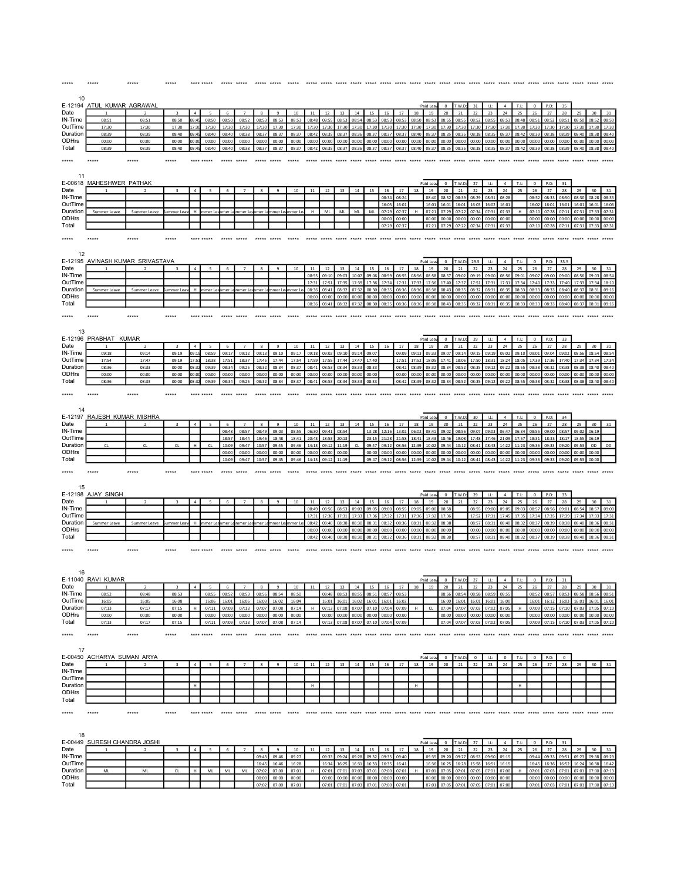## 10

**E-12194 ATUL KUMAR AGRAWAL** — Paid Leave: 0 | T.W.D: 31 | I.L: 4 | T.L: 0 | P.D: 35

| Date | 1 | 2 | 3 | 4 | 5 | 6 | 7 | 8 | 9 | 10 | 11 | 12 | 13 | 14 | 15 | 16 | 17 | 18 | 19 | 20 | 21 | 22 | 23 | 24 | 25 | 26 | 27 | 28 | 29 | 30 | 31 |
|---|---|---|---|---|---|---|---|---|---|---|---|---|---|---|---|---|---|---|---|---|---|---|---|---|---|---|---|---|---|---|---|
| IN-Time | 08:51 | 08:51 | 08:50 | 08:45 | 08:50 | 08:50 | 08:52 | 08:53 | 08:53 | 08:53 | 08:48 | 08:55 | 08:53 | 08:54 | 08:53 | 08:53 | 08:53 | 08:50 | 08:53 | 08:55 | 08:55 | 08:52 | 08:55 | 08:53 | 08:48 | 08:51 | 08:52 | 08:51 | 08:50 | 08:52 | 08:50 |
| OutTime | 17:30 | 17:30 | 17:30 | 17:30 | 17:30 | 17:30 | 17:30 | 17:30 | 17:30 | 17:30 | 17:30 | 17:30 | 17:30 | 17:30 | 17:30 | 17:30 | 17:30 | 17:30 | 17:30 | 17:30 | 17:30 | 17:30 | 17:30 | 17:30 | 17:30 | 17:30 | 17:30 | 17:30 | 17:30 | 17:30 | 17:30 |
| Duration | 08:39 | 08:39 | 08:40 | 08:45 | 08:40 | 08:40 | 08:38 | 08:37 | 08:37 | 08:37 | 08:42 | 08:35 | 08:37 | 08:36 | 08:37 | 08:37 | 08:37 | 08:40 | 08:37 | 08:35 | 08:35 | 08:38 | 08:35 | 08:37 | 08:42 | 08:39 | 08:38 | 08:39 | 08:40 | 08:38 | 08:40 |
| ODHrs | 00:00 | 00:00 | 00:00 | 00:00 | 00:00 | 00:00 | 00:00 | 00:00 | 00:00 | 00:00 | 00:00 | 00:00 | 00:00 | 00:00 | 00:00 | 00:00 | 00:00 | 00:00 | 00:00 | 00:00 | 00:00 | 00:00 | 00:00 | 00:00 | 00:00 | 00:00 | 00:00 | 00:00 | 00:00 | 00:00 | 00:00 |
| Total | 08:39 | 08:39 | 08:40 | 08:45 | 08:40 | 08:40 | 08:38 | 08:37 | 08:37 | 08:37 | 08:42 | 08:35 | 08:37 | 08:36 | 08:37 | 08:37 | 08:37 | 08:40 | 08:37 | 08:35 | 08:35 | 08:38 | 08:35 | 08:37 | 08:42 | 08:39 | 08:38 | 08:39 | 08:40 | 08:38 | 08:40 |

## 11

**E-00618 MAHESHWER PATHAK** — Paid Leave: 0 | T.W.D: 27 | I.L: 4 | T.L: 0 | P.D: 31

| Date | 1 | 2 | 3 | 4 | 5 | 6 | 7 | 8 | 9 | 10 | 11 | 12 | 13 | 14 | 15 | 16 | 17 | 18 | 19 | 20 | 21 | 22 | 23 | 24 | 25 | 26 | 27 | 28 | 29 | 30 | 31 |
|---|---|---|---|---|---|---|---|---|---|---|---|---|---|---|---|---|---|---|---|---|---|---|---|---|---|---|---|---|---|---|---|
| IN-Time | | | | | | | | | | | | | | | | 08:34 | 08:24 | | 08:40 | 08:32 | 08:39 | 08:29 | 08:31 | 08:28 | | 08:52 | 08:33 | 08:50 | 08:30 | 08:28 | 08:35 |
| OutTime | | | | | | | | | | | | | | | | 16:03 | 16:01 | | 16:01 | 16:01 | 16:01 | 16:03 | 16:02 | 16:01 | | 16:02 | 16:01 | 16:01 | 16:01 | 16:01 | 16:06 |
| Duration | Summer Leave | Summer Leave | Summer Leave | H | Summer Leave | Summer Leave | Summer Leave | Summer Leave | Summer Leave | Summer Leave | H | ML | ML | ML | ML | 07:29 | 07:37 | H | 07:21 | 07:29 | 07:22 | 07:34 | 07:31 | 07:33 | H | 07:10 | 07:28 | 07:11 | 07:31 | 07:33 | 07:31 |
| ODHrs | | | | | | | | | | | | | | | | 00:00 | 00:00 | | 00:00 | 00:00 | 00:00 | 00:00 | 00:00 | 00:00 | | 00:00 | 00:00 | 00:00 | 00:00 | 00:00 | 00:00 |
| Total | | | | | | | | | | | | | | | | 07:29 | 07:37 | | 07:21 | 07:29 | 07:22 | 07:34 | 07:31 | 07:33 | | 07:10 | 07:28 | 07:11 | 07:31 | 07:33 | 07:31 |

## 12

**E-12195 AVINASH KUMAR SRIVASTAVA** — Paid Leave: 0 | T.W.D: 29.5 | I.L: 4 | T.L: 0 | P.D: 33.5

| Date | 1 | 2 | 3 | 4 | 5 | 6 | 7 | 8 | 9 | 10 | 11 | 12 | 13 | 14 | 15 | 16 | 17 | 18 | 19 | 20 | 21 | 22 | 23 | 24 | 25 | 26 | 27 | 28 | 29 | 30 | 31 |
|---|---|---|---|---|---|---|---|---|---|---|---|---|---|---|---|---|---|---|---|---|---|---|---|---|---|---|---|---|---|---|---|
| IN-Time | | | | | | | | | | | 08:55 | 09:10 | 09:03 | 10:07 | 09:06 | 08:59 | 08:55 | 08:56 | 08:58 | 08:57 | 09:02 | 09:19 | 09:00 | 08:56 | 09:01 | 09:07 | 09:00 | 09:00 | 08:56 | 09:03 | 08:54 |
| OutTime | | | | | | | | | | | 17:31 | 17:51 | 17:35 | 17:39 | 17:36 | 17:34 | 17:31 | 17:32 | 17:36 | 17:40 | 17:37 | 17:51 | 17:31 | 17:31 | 17:34 | 17:40 | 17:33 | 17:40 | 17:33 | 17:34 | 18:10 |
| Duration | Summer Leave | Summer Leave | Summer Leave | H | Summer Leave | Summer Leave | Summer Leave | Summer Leave | Summer Leave | Summer Leave | 08:36 | 08:41 | 08:32 | 07:32 | 08:30 | 08:35 | 08:36 | 08:36 | 08:38 | 08:43 | 08:35 | 08:32 | 08:31 | 08:35 | 08:33 | 08:33 | 08:33 | 08:40 | 08:37 | 08:31 | 09:16 |
| ODHrs | | | | | | | | | | | 00:00 | 00:00 | 00:00 | 00:00 | 00:00 | 00:00 | 00:00 | 00:00 | 00:00 | 00:00 | 00:00 | 00:00 | 00:00 | 00:00 | 00:00 | 00:00 | 00:00 | 00:00 | 00:00 | 00:00 | 00:00 |
| Total | | | | | | | | | | | 08:36 | 08:41 | 08:32 | 07:32 | 08:30 | 08:35 | 08:36 | 08:36 | 08:38 | 08:43 | 08:35 | 08:32 | 08:31 | 08:35 | 08:33 | 08:33 | 08:33 | 08:40 | 08:37 | 08:31 | 09:16 |

## 13

**E-12196 PRABHAT KUMAR** — Paid Leave: 0 | T.W.D: 29 | I.L: 4 | T.L: 0 | P.D: 33

| Date | 1 | 2 | 3 | 4 | 5 | 6 | 7 | 8 | 9 | 10 | 11 | 12 | 13 | 14 | 15 | 16 | 17 | 18 | 19 | 20 | 21 | 22 | 23 | 24 | 25 | 26 | 27 | 28 | 29 | 30 | 31 |
|---|---|---|---|---|---|---|---|---|---|---|---|---|---|---|---|---|---|---|---|---|---|---|---|---|---|---|---|---|---|---|---|
| IN-Time | 09:18 | 09:14 | 09:19 | 09:19 | 08:59 | 09:17 | 09:12 | 09:13 | 09:10 | 09:17 | 09:18 | 09:02 | 09:10 | 09:14 | 09:07 | | 09:09 | 09:13 | 09:33 | 09:07 | 09:14 | 09:15 | 09:19 | 09:02 | 09:10 | 09:01 | 09:04 | 09:02 | 08:56 | 08:54 | 08:54 |
| OutTime | 17:54 | 17:47 | 09:19 | 17:51 | 18:38 | 17:51 | 18:37 | 17:45 | 17:44 | 17:54 | 17:59 | 17:55 | 17:44 | 17:47 | 17:40 | | 17:51 | 17:52 | 18:05 | 17:41 | 18:06 | 17:50 | 18:31 | 18:24 | 18:05 | 17:39 | 17:36 | 17:40 | 17:34 | 17:34 | 17:34 |
| Duration | 08:36 | 08:33 | 00:00 | 08:32 | 09:39 | 08:34 | 09:25 | 08:32 | 08:34 | 08:37 | 08:41 | 08:53 | 08:34 | 08:33 | 08:33 | | 08:42 | 08:39 | 08:32 | 08:34 | 08:52 | 08:35 | 09:12 | 09:22 | 08:55 | 08:38 | 08:32 | 08:38 | 08:38 | 08:40 | 08:40 |
| ODHrs | 00:00 | 00:00 | 00:00 | 00:00 | 00:00 | 00:00 | 00:00 | 00:00 | 00:00 | 00:00 | 00:00 | 00:00 | 00:00 | 00:00 | 00:00 | | 00:00 | 00:00 | 00:00 | 00:00 | 00:00 | 00:00 | 00:00 | 00:00 | 00:00 | 00:00 | 00:00 | 00:00 | 00:00 | 00:00 | 00:00 |
| Total | 08:36 | 08:33 | 00:00 | 08:32 | 09:39 | 08:34 | 09:25 | 08:32 | 08:34 | 08:37 | 08:41 | 08:53 | 08:34 | 08:33 | 08:33 | | 08:42 | 08:39 | 08:32 | 08:34 | 08:52 | 08:35 | 09:12 | 09:22 | 08:55 | 08:38 | 08:32 | 08:38 | 08:38 | 08:40 | 08:40 |

## 14

**E-12197 RAJESH KUMAR MISHRA** — Paid Leave: 0 | T.W.D: 30 | I.L: 4 | T.L: 0 | P.D: 34

| Date | 1 | 2 | 3 | 4 | 5 | 6 | 7 | 8 | 9 | 10 | 11 | 12 | 13 | 14 | 15 | 16 | 17 | 18 | 19 | 20 | 21 | 22 | 23 | 24 | 25 | 26 | 27 | 28 | 29 | 30 | 31 |
|---|---|---|---|---|---|---|---|---|---|---|---|---|---|---|---|---|---|---|---|---|---|---|---|---|---|---|---|---|---|---|---|
| IN-Time | | | | | | 08:48 | 08:57 | 08:49 | 09:03 | 08:55 | 06:30 | 09:41 | 08:54 | | 13:28 | 12:16 | 13:02 | 06:02 | 08:41 | 09:02 | 08:56 | 09:07 | 09:03 | 06:47 | 06:34 | 08:55 | 09:00 | 08:57 | 09:02 | 06:19 | |
| OutTime | | | | | | 18:57 | 18:44 | 19:46 | 18:48 | 18:41 | 20:43 | 18:53 | 20:13 | | 23:15 | 21:28 | 21:58 | 18:41 | 18:43 | 18:46 | 19:08 | 17:48 | 17:46 | 21:09 | 17:57 | 18:31 | 18:33 | 18:17 | 18:55 | 06:19 | |
| Duration | CL | CL | CL | H | CL | 10:09 | 09:47 | 10:57 | 09:45 | 09:46 | 14:13 | 09:12 | 11:19 | CL | 09:47 | 09:12 | 08:56 | 12:39 | 10:02 | 09:44 | 10:12 | 08:41 | 08:43 | 14:22 | 11:23 | 09:36 | 09:33 | 09:20 | 09:53 | OD | OD |
| ODHrs | | | | | | 00:00 | 00:00 | 00:00 | 00:00 | 00:00 | 00:00 | 00:00 | 00:00 | | 00:00 | 00:00 | 00:00 | 00:00 | 00:00 | 00:00 | 00:00 | 00:00 | 00:00 | 00:00 | 00:00 | 00:00 | 00:00 | 00:00 | 00:00 | 00:00 | |
| Total | | | | | | 10:09 | 09:47 | 10:57 | 09:45 | 09:46 | 14:13 | 09:12 | 11:19 | | 09:47 | 09:12 | 08:56 | 12:39 | 10:02 | 09:44 | 10:12 | 08:41 | 08:43 | 14:22 | 11:23 | 09:36 | 09:33 | 09:20 | 09:53 | 00:00 | |

## 15

**E-12198 AJAY SINGH** — Paid Leave: 0 | T.W.D: 29 | I.L: 4 | T.L: 0 | P.D: 33

| Date | 1 | 2 | 3 | 4 | 5 | 6 | 7 | 8 | 9 | 10 | 11 | 12 | 13 | 14 | 15 | 16 | 17 | 18 | 19 | 20 | 21 | 22 | 23 | 24 | 25 | 26 | 27 | 28 | 29 | 30 | 31 |
|---|---|---|---|---|---|---|---|---|---|---|---|---|---|---|---|---|---|---|---|---|---|---|---|---|---|---|---|---|---|---|---|
| IN-Time | | | | | | | | | | | 08:49 | 08:56 | 08:53 | 09:03 | 09:05 | 09:00 | 08:55 | 09:05 | 09:00 | 08:58 | | 08:55 | 09:00 | 09:05 | 09:03 | 08:57 | 08:56 | 09:01 | 08:54 | 08:57 | 09:00 |
| OutTime | | | | | | | | | | | 17:31 | 17:36 | 17:31 | 17:33 | 17:36 | 17:32 | 17:31 | 17:36 | 17:32 | 17:36 | | 17:52 | 17:31 | 17:45 | 17:35 | 17:34 | 17:35 | 17:39 | 17:34 | 17:33 | 17:31 |
| Duration | Summer Leave | Summer Leave | Summer Leave | H | Summer Leave | Summer Leave | Summer Leave | Summer Leave | Summer Leave | Summer Leave | 08:42 | 08:40 | 08:38 | 08:30 | 08:31 | 08:32 | 08:36 | 08:31 | 08:32 | 08:38 | | 08:57 | 08:31 | 08:40 | 08:32 | 08:37 | 08:39 | 08:38 | 08:40 | 08:36 | 08:31 |
| ODHrs | | | | | | | | | | | 00:00 | 00:00 | 00:00 | 00:00 | 00:00 | 00:00 | 00:00 | 00:00 | 00:00 | 00:00 | | 00:00 | 00:00 | 00:00 | 00:00 | 00:00 | 00:00 | 00:00 | 00:00 | 00:00 | 00:00 |
| Total | | | | | | | | | | | 08:42 | 08:40 | 08:38 | 08:30 | 08:31 | 08:32 | 08:36 | 08:31 | 08:32 | 08:38 | | 08:57 | 08:31 | 08:40 | 08:32 | 08:37 | 08:39 | 08:38 | 08:40 | 08:36 | 08:31 |

## 16

**E-11040 RAVI KUMAR** — Paid Leave: 0 | T.W.D: 27 | I.L: 4 | T.L: 0 | P.D: 31

| Date | 1 | 2 | 3 | 4 | 5 | 6 | 7 | 8 | 9 | 10 | 11 | 12 | 13 | 14 | 15 | 16 | 17 | 18 | 19 | 20 | 21 | 22 | 23 | 24 | 25 | 26 | 27 | 28 | 29 | 30 | 31 |
|---|---|---|---|---|---|---|---|---|---|---|---|---|---|---|---|---|---|---|---|---|---|---|---|---|---|---|---|---|---|---|---|
| IN-Time | 08:52 | 08:48 | 08:53 | | 08:55 | 08:52 | 08:53 | 08:56 | 08:54 | 08:50 | | 08:48 | 08:53 | 08:55 | 08:51 | 08:57 | 08:53 | | | 08:56 | 08:54 | 08:58 | 08:59 | 08:55 | | 08:52 | 08:57 | 08:53 | 08:58 | 08:56 | 08:51 |
| OutTime | 16:05 | 16:05 | 16:08 | | 16:06 | 16:01 | 16:06 | 16:03 | 16:02 | 16:04 | | 16:01 | 16:01 | 16:02 | 16:01 | 16:01 | 16:02 | | | 16:00 | 16:01 | 16:01 | 16:01 | 16:00 | | 16:01 | 16:12 | 16:03 | 16:01 | 16:01 | 16:01 |
| Duration | 07:13 | 07:17 | 07:15 | H | 07:11 | 07:09 | 07:13 | 07:07 | 07:08 | 07:14 | H | 07:13 | 07:08 | 07:07 | 07:10 | 07:04 | 07:09 | H | CL | 07:04 | 07:07 | 07:03 | 07:02 | 07:05 | H | 07:09 | 07:15 | 07:10 | 07:03 | 07:05 | 07:10 |
| ODHrs | 00:00 | 00:00 | 00:00 | | 00:00 | 00:00 | 00:00 | 00:00 | 00:00 | 00:00 | | 00:00 | 00:00 | 00:00 | 00:00 | 00:00 | 00:00 | | | 00:00 | 00:00 | 00:00 | 00:00 | 00:00 | | 00:00 | 00:00 | 00:00 | 00:00 | 00:00 | 00:00 |
| Total | 07:13 | 07:17 | 07:15 | | 07:11 | 07:09 | 07:13 | 07:07 | 07:08 | 07:14 | | 07:13 | 07:08 | 07:07 | 07:10 | 07:04 | 07:09 | | | 07:04 | 07:07 | 07:03 | 07:02 | 07:05 | | 07:09 | 07:15 | 07:10 | 07:03 | 07:05 | 07:10 |

## 17

**E-00450 ACHARYA SUMAN ARYA** — Paid Leave: 0 | T.W.D: 0 | I.L: 0 | T.L: 0 | P.D: 0

| Date | 1 | 2 | 3 | 4 | 5 | 6 | 7 | 8 | 9 | 10 | 11 | 12 | 13 | 14 | 15 | 16 | 17 | 18 | 19 | 20 | 21 | 22 | 23 | 24 | 25 | 26 | 27 | 28 | 29 | 30 | 31 |
|---|---|---|---|---|---|---|---|---|---|---|---|---|---|---|---|---|---|---|---|---|---|---|---|---|---|---|---|---|---|---|---|
| IN-Time | | | | | | | | | | | | | | | | | | | | | | | | | | | | | | | |
| OutTime | | | | | | | | | | | | | | | | | | | | | | | | | | | | | | | |
| Duration | | | | H | | | | | | | H | | | | | | | H | | | | | | | H | | | | | | |
| ODHrs | | | | | | | | | | | | | | | | | | | | | | | | | | | | | | | |
| Total | | | | | | | | | | | | | | | | | | | | | | | | | | | | | | | |

## 18

**E-00449 SURESH CHANDRA JOSHI** — Paid Leave: 0 | T.W.D: 27 | I.L: 4 | T.L: 0 | P.D: 31

| Date | 1 | 2 | 3 | 4 | 5 | 6 | 7 | 8 | 9 | 10 | 11 | 12 | 13 | 14 | 15 | 16 | 17 | 18 | 19 | 20 | 21 | 22 | 23 | 24 | 25 | 26 | 27 | 28 | 29 | 30 | 31 |
|---|---|---|---|---|---|---|---|---|---|---|---|---|---|---|---|---|---|---|---|---|---|---|---|---|---|---|---|---|---|---|---|
| IN-Time | | | | | | | | 09:43 | 09:46 | 09:27 | | 09:33 | 09:24 | 09:28 | 09:32 | 09:35 | 09:40 | | 09:35 | 09:20 | 09:27 | 08:53 | 09:50 | 09:15 | | 09:44 | 09:33 | 09:51 | 09:23 | 09:38 | 09:29 |
| OutTime | | | | | | | | 16:45 | 16:46 | 16:28 | | 16:34 | 16:25 | 16:31 | 16:33 | 16:35 | 16:41 | | 16:36 | 16:25 | 16:28 | 15:58 | 16:51 | 16:15 | | 16:45 | 16:36 | 16:52 | 16:24 | 16:38 | 16:42 |
| Duration | ML | ML | CL | H | ML | ML | ML | 07:02 | 07:00 | 07:01 | H | 07:01 | 07:01 | 07:03 | 07:01 | 07:00 | 07:01 | H | 07:01 | 07:05 | 07:01 | 07:05 | 07:01 | 07:00 | H | 07:01 | 07:03 | 07:01 | 07:01 | 07:00 | 07:13 |
| ODHrs | | | | | | | | 00:00 | 00:00 | 00:00 | | 00:00 | 00:00 | 00:00 | 00:00 | 00:00 | 00:00 | | 00:00 | 00:00 | 00:00 | 00:00 | 00:00 | 00:00 | | 00:00 | 00:00 | 00:00 | 00:00 | 00:00 | 00:00 |
| Total | | | | | | | | 07:02 | 07:00 | 07:01 | | 07:01 | 07:01 | 07:03 | 07:01 | 07:00 | 07:01 | | 07:01 | 07:05 | 07:01 | 07:05 | 07:01 | 07:00 | | 07:01 | 07:03 | 07:01 | 07:01 | 07:00 | 07:13 |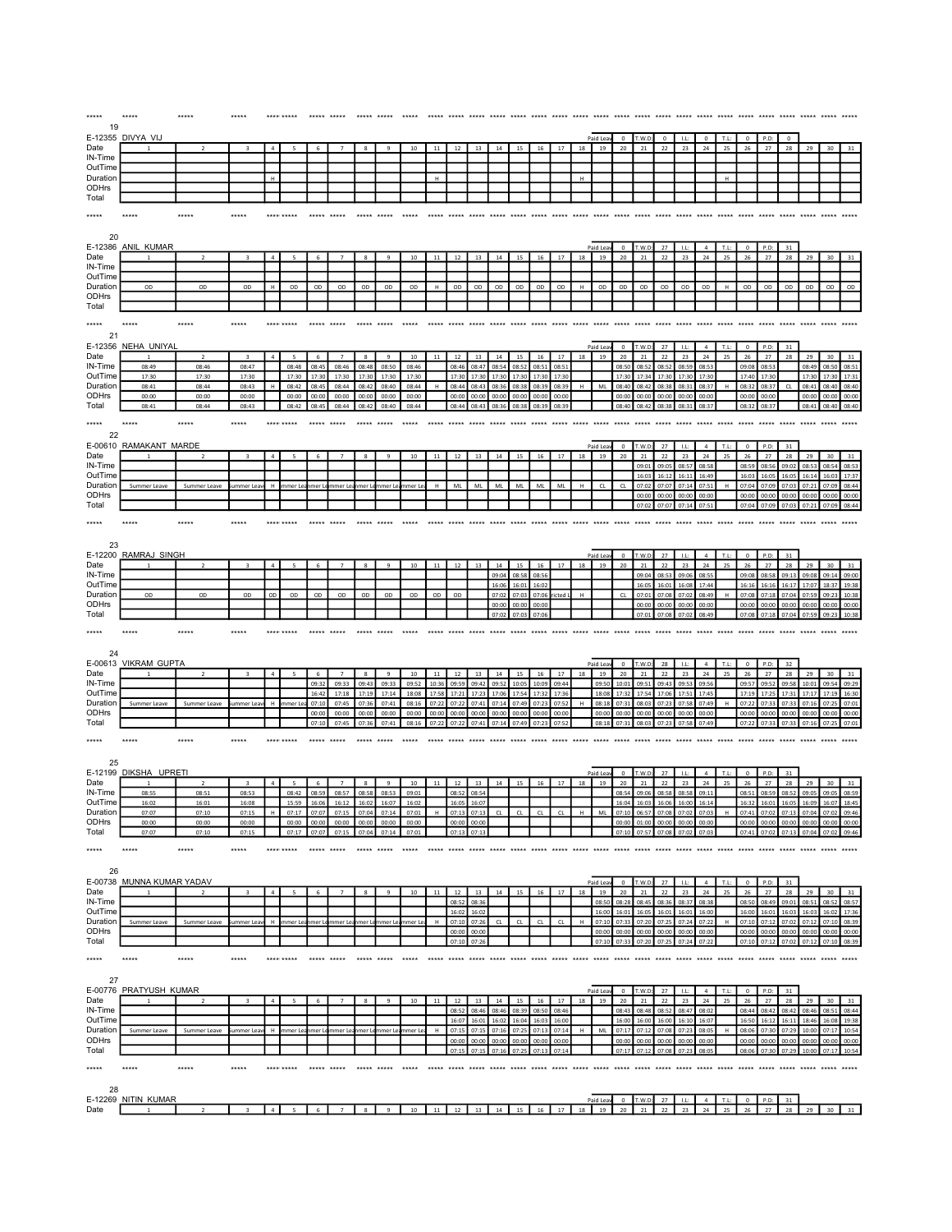19

E-12355 DIVYA VIJ — Paid Leave: 0 | T.W.D: 0 | I.L: 0 | T.L: 0 | P.D: 0

| Date | 1 | 2 | 3 | 4 | 5 | 6 | 7 | 8 | 9 | 10 | 11 | 12 | 13 | 14 | 15 | 16 | 17 | 18 | 19 | 20 | 21 | 22 | 23 | 24 | 25 | 26 | 27 | 28 | 29 | 30 | 31 |
|---|---|---|---|---|---|---|---|---|---|---|---|---|---|---|---|---|---|---|---|---|---|---|---|---|---|---|---|---|---|---|---|
| IN-Time | | | | | | | | | | | | | | | | | | | | | | | | | | | | | | | |
| OutTime | | | | | | | | | | | | | | | | | | | | | | | | | | | | | | | |
| Duration | | | | H | | | | | | | H | | | | | | | H | | | | | | | H | | | | | | |
| ODHrs | | | | | | | | | | | | | | | | | | | | | | | | | | | | | | | |
| Total | | | | | | | | | | | | | | | | | | | | | | | | | | | | | | | |

20

E-12386 ANIL KUMAR — Paid Leave: 0 | T.W.D: 27 | I.L: 4 | T.L: 0 | P.D: 31

| Date | 1 | 2 | 3 | 4 | 5 | 6 | 7 | 8 | 9 | 10 | 11 | 12 | 13 | 14 | 15 | 16 | 17 | 18 | 19 | 20 | 21 | 22 | 23 | 24 | 25 | 26 | 27 | 28 | 29 | 30 | 31 |
|---|---|---|---|---|---|---|---|---|---|---|---|---|---|---|---|---|---|---|---|---|---|---|---|---|---|---|---|---|---|---|---|
| IN-Time | | | | | | | | | | | | | | | | | | | | | | | | | | | | | | | |
| OutTime | | | | | | | | | | | | | | | | | | | | | | | | | | | | | | | |
| Duration | OD | OD | OD | H | OD | OD | OD | OD | OD | OD | H | OD | OD | OD | OD | OD | OD | H | OD | OD | OD | OD | OD | OD | H | OD | OD | OD | OD | OD | OD |
| ODHrs | | | | | | | | | | | | | | | | | | | | | | | | | | | | | | | |
| Total | | | | | | | | | | | | | | | | | | | | | | | | | | | | | | | |

21

E-12356 NEHA UNIYAL — Paid Leave: 0 | T.W.D: 27 | I.L: 4 | T.L: 0 | P.D: 31

| Date | 1 | 2 | 3 | 4 | 5 | 6 | 7 | 8 | 9 | 10 | 11 | 12 | 13 | 14 | 15 | 16 | 17 | 18 | 19 | 20 | 21 | 22 | 23 | 24 | 25 | 26 | 27 | 28 | 29 | 30 | 31 |
|---|---|---|---|---|---|---|---|---|---|---|---|---|---|---|---|---|---|---|---|---|---|---|---|---|---|---|---|---|---|---|---|
| IN-Time | 08:49 | 08:46 | 08:47 | | 08:48 | 08:45 | 08:46 | 08:48 | 08:50 | 08:46 | | 08:46 | 08:47 | 08:54 | 08:52 | 08:51 | 08:51 | | | 08:50 | 08:52 | 08:52 | 08:59 | 08:53 | | 09:08 | 08:53 | | 08:49 | 08:50 | 08:51 |
| OutTime | 17:30 | 17:30 | 17:30 | | 17:30 | 17:30 | 17:30 | 17:30 | 17:30 | 17:30 | | 17:30 | 17:30 | 17:30 | 17:30 | 17:30 | 17:30 | | | 17:30 | 17:34 | 17:30 | 17:30 | 17:30 | | 17:40 | 17:30 | | 17:30 | 17:30 | 17:31 |
| Duration | 08:41 | 08:44 | 08:43 | H | 08:42 | 08:45 | 08:44 | 08:42 | 08:40 | 08:44 | H | 08:44 | 08:43 | 08:36 | 08:38 | 08:39 | 08:39 | H | ML | 08:40 | 08:42 | 08:38 | 08:31 | 08:37 | H | 08:32 | 08:37 | CL | 08:41 | 08:40 | 08:40 |
| ODHrs | 00:00 | 00:00 | 00:00 | | 00:00 | 00:00 | 00:00 | 00:00 | 00:00 | 00:00 | | 00:00 | 00:00 | 00:00 | 00:00 | 00:00 | 00:00 | | | 00:00 | 00:00 | 00:00 | 00:00 | 00:00 | | 00:00 | 00:00 | | 00:00 | 00:00 | 00:00 |
| Total | 08:41 | 08:44 | 08:43 | | 08:42 | 08:45 | 08:44 | 08:42 | 08:40 | 08:44 | | 08:44 | 08:43 | 08:36 | 08:38 | 08:39 | 08:39 | | | 08:40 | 08:42 | 08:38 | 08:31 | 08:37 | | 08:32 | 08:37 | | 08:41 | 08:40 | 08:40 |

22

E-00610 RAMAKANT MARDE — Paid Leave: 0 | T.W.D: 27 | I.L: 4 | T.L: 0 | P.D: 31

| Date | 1 | 2 | 3 | 4 | 5 | 6 | 7 | 8 | 9 | 10 | 11 | 12 | 13 | 14 | 15 | 16 | 17 | 18 | 19 | 20 | 21 | 22 | 23 | 24 | 25 | 26 | 27 | 28 | 29 | 30 | 31 |
|---|---|---|---|---|---|---|---|---|---|---|---|---|---|---|---|---|---|---|---|---|---|---|---|---|---|---|---|---|---|---|---|
| IN-Time | | | | | | | | | | | | | | | | | | | | | 09:01 | 09:05 | 08:57 | 08:58 | | 08:59 | 08:56 | 09:02 | 08:53 | 08:54 | 08:53 |
| OutTime | | | | | | | | | | | | | | | | | | | | | 16:03 | 16:12 | 16:11 | 16:49 | | 16:03 | 16:05 | 16:05 | 16:14 | 16:03 | 17:37 |
| Duration | Summer Leave | Summer Leave | Summer Leave | H | Summer Leave | Summer Leave | Summer Leave | Summer Leave | Summer Leave | Summer Leave | H | ML | ML | ML | ML | ML | ML | H | CL | CL | 07:02 | 07:07 | 07:14 | 07:51 | H | 07:04 | 07:09 | 07:03 | 07:21 | 07:09 | 08:44 |
| ODHrs | | | | | | | | | | | | | | | | | | | | | 00:00 | 00:00 | 00:00 | 00:00 | | 00:00 | 00:00 | 00:00 | 00:00 | 00:00 | 00:00 |
| Total | | | | | | | | | | | | | | | | | | | | | 07:02 | 07:07 | 07:14 | 07:51 | | 07:04 | 07:09 | 07:03 | 07:21 | 07:09 | 08:44 |

23

E-12200 RAMRAJ SINGH — Paid Leave: 0 | T.W.D: 27 | I.L: 4 | T.L: 0 | P.D: 31

| Date | 1 | 2 | 3 | 4 | 5 | 6 | 7 | 8 | 9 | 10 | 11 | 12 | 13 | 14 | 15 | 16 | 17 | 18 | 19 | 20 | 21 | 22 | 23 | 24 | 25 | 26 | 27 | 28 | 29 | 30 | 31 |
|---|---|---|---|---|---|---|---|---|---|---|---|---|---|---|---|---|---|---|---|---|---|---|---|---|---|---|---|---|---|---|---|
| IN-Time | | | | | | | | | | | | | | 09:04 | 08:58 | 08:56 | | | | | 09:08 | 08:53 | 09:06 | 08:55 | | 09:08 | 08:58 | 09:13 | 09:08 | 09:14 | 09:00 |
| OutTime | | | | | | | | | | | | | | 16:06 | 16:01 | 16:02 | | | | | 16:09 | 16:01 | 16:08 | 17:44 | | 16:16 | 16:16 | 16:17 | 17:07 | 18:37 | 19:38 |
| Duration | OD | OD | OD | OD | OD | OD | OD | OD | OD | OD | OD | OD | | 07:02 | 07:03 | 07:06 | ricted L | H | | CL | 07:01 | 07:08 | 07:02 | 08:49 | H | 07:08 | 07:18 | 07:04 | 07:59 | 09:23 | 10:38 |
| ODHrs | | | | | | | | | | | | | | 00:00 | 00:00 | 00:00 | | | | | 00:00 | 00:00 | 00:00 | 00:00 | | 00:00 | 00:00 | 00:00 | 00:00 | 00:00 | 00:00 |
| Total | | | | | | | | | | | | | | 07:02 | 07:03 | 07:06 | | | | | 07:01 | 07:08 | 07:02 | 08:49 | | 07:08 | 07:18 | 07:04 | 07:59 | 09:23 | 10:38 |

24

E-00613 VIKRAM GUPTA — Paid Leave: 0 | T.W.D: 28 | I.L: 4 | T.L: 0 | P.D: 32

| Date | 1 | 2 | 3 | 4 | 5 | 6 | 7 | 8 | 9 | 10 | 11 | 12 | 13 | 14 | 15 | 16 | 17 | 18 | 19 | 20 | 21 | 22 | 23 | 24 | 25 | 26 | 27 | 28 | 29 | 30 | 31 |
|---|---|---|---|---|---|---|---|---|---|---|---|---|---|---|---|---|---|---|---|---|---|---|---|---|---|---|---|---|---|---|---|
| IN-Time | | | | | | 09:32 | 09:33 | 09:43 | 09:33 | 09:52 | 10:36 | 09:59 | 09:42 | 09:52 | 10:05 | 10:09 | 09:44 | | 09:50 | 10:01 | 09:51 | 09:43 | 09:53 | 09:56 | | 09:57 | 09:52 | 09:58 | 10:01 | 09:54 | 09:29 |
| OutTime | | | | | | 16:42 | 17:18 | 17:19 | 17:14 | 18:08 | 17:58 | 17:21 | 17:23 | 17:06 | 17:54 | 17:32 | 17:36 | | 18:08 | 17:32 | 17:54 | 17:06 | 17:51 | 17:45 | | 17:19 | 17:25 | 17:31 | 17:17 | 17:19 | 16:30 |
| Duration | Summer Leave | Summer Leave | Summer Leave | H | Summer Leave | 07:10 | 07:45 | 07:36 | 07:41 | 08:16 | 07:22 | 07:22 | 07:41 | 07:14 | 07:49 | 07:23 | 07:52 | H | 08:18 | 07:31 | 08:03 | 07:23 | 07:58 | 07:49 | H | 07:22 | 07:33 | 07:33 | 07:16 | 07:25 | 07:01 |
| ODHrs | | | | | | 00:00 | 00:00 | 00:00 | 00:00 | 00:00 | 00:00 | 00:00 | 00:00 | 00:00 | 00:00 | 00:00 | 00:00 | | 00:00 | 00:00 | 00:00 | 00:00 | 00:00 | 00:00 | | 00:00 | 00:00 | 00:00 | 00:00 | 00:00 | 00:00 |
| Total | | | | | | 07:10 | 07:45 | 07:36 | 07:41 | 08:16 | 07:22 | 07:22 | 07:41 | 07:14 | 07:49 | 07:23 | 07:52 | | 08:18 | 07:31 | 08:03 | 07:23 | 07:58 | 07:49 | | 07:22 | 07:33 | 07:33 | 07:16 | 07:25 | 07:01 |

25

E-12199 DIKSHA UPRETI — Paid Leave: 0 | T.W.D: 27 | I.L: 4 | T.L: 0 | P.D: 31

| Date | 1 | 2 | 3 | 4 | 5 | 6 | 7 | 8 | 9 | 10 | 11 | 12 | 13 | 14 | 15 | 16 | 17 | 18 | 19 | 20 | 21 | 22 | 23 | 24 | 25 | 26 | 27 | 28 | 29 | 30 | 31 |
|---|---|---|---|---|---|---|---|---|---|---|---|---|---|---|---|---|---|---|---|---|---|---|---|---|---|---|---|---|---|---|---|
| IN-Time | 08:55 | 08:51 | 08:53 | | 08:42 | 08:59 | 08:57 | 08:58 | 08:53 | 09:01 | | 08:52 | 08:54 | | | | | | | 08:54 | 09:06 | 08:58 | 08:58 | 09:11 | | 08:51 | 08:59 | 08:52 | 09:05 | 09:05 | 08:59 |
| OutTime | 16:02 | 16:01 | 16:08 | | 15:59 | 16:06 | 16:12 | 16:02 | 16:07 | 16:02 | | 16:05 | 16:07 | | | | | | | 16:04 | 16:03 | 16:06 | 16:00 | 16:14 | | 16:32 | 16:01 | 16:05 | 16:09 | 16:07 | 18:45 |
| Duration | 07:07 | 07:10 | 07:15 | H | 07:17 | 07:07 | 07:15 | 07:04 | 07:14 | 07:01 | | 07:13 | 07:13 | CL | CL | CL | CL | H | ML | 07:10 | 06:57 | 07:08 | 07:02 | 07:03 | H | 07:41 | 07:02 | 07:13 | 07:04 | 07:02 | 09:46 |
| ODHrs | 00:00 | 00:00 | 00:00 | | 00:00 | 00:00 | 00:00 | 00:00 | 00:00 | 00:00 | | 00:00 | 00:00 | | | | | | | 00:00 | 01:00 | 00:00 | 00:00 | 00:00 | | 00:00 | 00:00 | 00:00 | 00:00 | 00:00 | 00:00 |
| Total | 07:07 | 07:10 | 07:15 | | 07:17 | 07:07 | 07:15 | 07:04 | 07:14 | 07:01 | | 07:13 | 07:13 | | | | | | | 07:10 | 07:57 | 07:08 | 07:02 | 07:03 | | 07:41 | 07:02 | 07:13 | 07:04 | 07:02 | 09:46 |

26

E-00738 MUNNA KUMAR YADAV — Paid Leave: 0 | T.W.D: 27 | I.L: 4 | T.L: 0 | P.D: 31

| Date | 1 | 2 | 3 | 4 | 5 | 6 | 7 | 8 | 9 | 10 | 11 | 12 | 13 | 14 | 15 | 16 | 17 | 18 | 19 | 20 | 21 | 22 | 23 | 24 | 25 | 26 | 27 | 28 | 29 | 30 | 31 |
|---|---|---|---|---|---|---|---|---|---|---|---|---|---|---|---|---|---|---|---|---|---|---|---|---|---|---|---|---|---|---|---|
| IN-Time | | | | | | | | | | | | 08:52 | 08:36 | | | | | | 08:50 | 08:28 | 08:45 | 08:36 | 08:37 | 08:38 | | 08:50 | 08:49 | 09:01 | 08:51 | 08:52 | 08:57 |
| OutTime | | | | | | | | | | | | 16:02 | 16:02 | | | | | | 16:00 | 16:01 | 16:05 | 16:01 | 16:01 | 16:00 | | 16:00 | 16:01 | 16:03 | 16:03 | 16:02 | 17:36 |
| Duration | Summer Leave | Summer Leave | Summer Leave | H | Summer Leave | Summer Leave | Summer Leave | Summer Leave | Summer Leave | Summer Leave | H | 07:10 | 07:26 | CL | CL | CL | CL | H | 07:10 | 07:33 | 07:20 | 07:25 | 07:24 | 07:22 | H | 07:10 | 07:12 | 07:02 | 07:12 | 07:10 | 08:39 |
| ODHrs | | | | | | | | | | | | 00:00 | 00:00 | | | | | | 00:00 | 00:00 | 00:00 | 00:00 | 00:00 | 00:00 | | 00:00 | 00:00 | 00:00 | 00:00 | 00:00 | 00:00 |
| Total | | | | | | | | | | | | 07:10 | 07:26 | | | | | | 07:10 | 07:33 | 07:20 | 07:25 | 07:24 | 07:22 | | 07:10 | 07:12 | 07:02 | 07:12 | 07:10 | 08:39 |

27

E-00776 PRATYUSH KUMAR — Paid Leave: 0 | T.W.D: 27 | I.L: 4 | T.L: 0 | P.D: 31

| Date | 1 | 2 | 3 | 4 | 5 | 6 | 7 | 8 | 9 | 10 | 11 | 12 | 13 | 14 | 15 | 16 | 17 | 18 | 19 | 20 | 21 | 22 | 23 | 24 | 25 | 26 | 27 | 28 | 29 | 30 | 31 |
|---|---|---|---|---|---|---|---|---|---|---|---|---|---|---|---|---|---|---|---|---|---|---|---|---|---|---|---|---|---|---|---|
| IN-Time | | | | | | | | | | | | 08:52 | 08:46 | 08:46 | 08:39 | 08:50 | 08:46 | | | 08:43 | 08:48 | 08:52 | 08:47 | 08:02 | | 08:44 | 08:42 | 08:42 | 08:46 | 08:51 | 08:44 |
| OutTime | | | | | | | | | | | | 16:07 | 16:01 | 16:02 | 16:04 | 16:03 | 16:00 | | | 16:00 | 16:00 | 16:00 | 16:10 | 16:07 | | 16:50 | 16:12 | 16:11 | 18:46 | 16:08 | 19:38 |
| Duration | Summer Leave | Summer Leave | Summer Leave | H | Summer Leave | Summer Leave | Summer Leave | Summer Leave | Summer Leave | Summer Leave | H | 07:15 | 07:15 | 07:16 | 07:25 | 07:13 | 07:14 | H | ML | 07:17 | 07:12 | 07:08 | 07:23 | 08:05 | H | 08:06 | 07:30 | 07:29 | 10:00 | 07:17 | 10:54 |
| ODHrs | | | | | | | | | | | | 00:00 | 00:00 | 00:00 | 00:00 | 00:00 | 00:00 | | | 00:00 | 00:00 | 00:00 | 00:00 | 00:00 | | 00:00 | 00:00 | 00:00 | 00:00 | 00:00 | 00:00 |
| Total | | | | | | | | | | | | 07:15 | 07:15 | 07:16 | 07:25 | 07:13 | 07:14 | | | 07:17 | 07:12 | 07:08 | 07:23 | 08:05 | | 08:06 | 07:30 | 07:29 | 10:00 | 07:17 | 10:54 |

28

E-12269 NITIN KUMAR — Paid Leave: 0 | T.W.D: 27 | I.L: 4 | T.L: 0 | P.D: 31

| Date | 1 | 2 | 3 | 4 | 5 | 6 | 7 | 8 | 9 | 10 | 11 | 12 | 13 | 14 | 15 | 16 | 17 | 18 | 19 | 20 | 21 | 22 | 23 | 24 | 25 | 26 | 27 | 28 | 29 | 30 | 31 |
|---|---|---|---|---|---|---|---|---|---|---|---|---|---|---|---|---|---|---|---|---|---|---|---|---|---|---|---|---|---|---|---|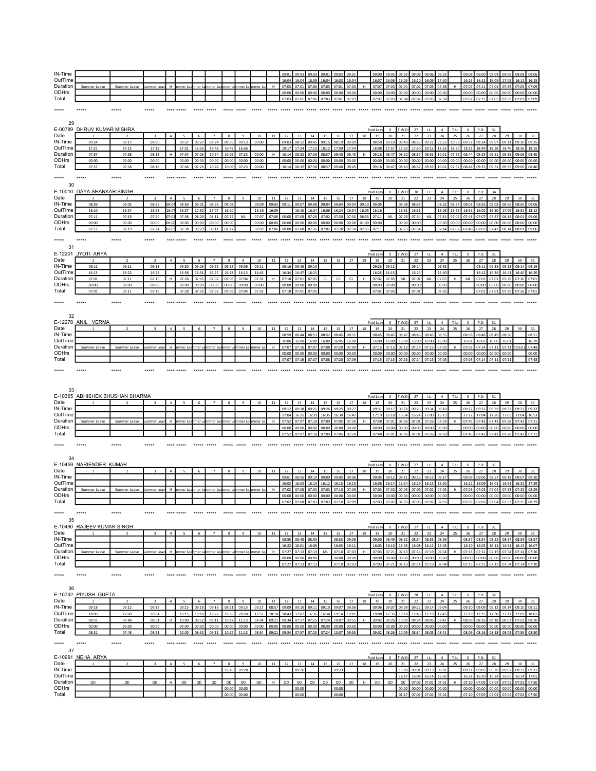| IN-Time | | | | | | | | | | | | 09:01 | 09:03 | 09:03 | 09:01 | 09:02 | 09:01 | | 09:00 | 09:03 | 09:05 | 09:08 | 09:06 | 09:02 | | 09:08 | 09:00 | 09:04 | 09:06 | 09:08 | 09:06 |
|---|---|---|---|---|---|---|---|---|---|---|---|---|---|---|---|---|---|---|---|---|---|---|---|---|---|---|---|---|---|---|---|
| OutTime | | | | | | | | | | | | 16:04 | 16:04 | 16:09 | 16:04 | 16:03 | 16:04 | | 16:07 | 16:06 | 16:09 | 16:10 | 16:09 | 17:00 | | 16:15 | 16:11 | 16:09 | 17:05 | 16:11 | 16:15 |
| Duration | Summer Leave | Summer Leave | ummer Leave | H | mmer Le | mmer Le | mmer Le | mmer Le | mmer Le | mmer Le | H | 07:03 | 07:01 | 07:06 | 07:03 | 07:01 | 07:03 | H | 07:07 | 07:03 | 07:04 | 07:02 | 07:03 | 07:58 | H | 07:07 | 07:11 | 07:05 | 07:59 | 07:03 | 07:09 |
| ODHrs | | | | | | | | | | | | 00:00 | 00:00 | 00:00 | 00:00 | 00:00 | 00:00 | | 00:00 | 00:00 | 00:00 | 00:00 | 00:00 | 00:00 | | 00:00 | 00:00 | 00:00 | 00:00 | 00:00 | 00:00 |
| Total | | | | | | | | | | | | 07:03 | 07:01 | 07:06 | 07:03 | 07:01 | 07:03 | | 07:07 | 07:03 | 07:04 | 07:02 | 07:03 | 07:58 | | 07:07 | 07:11 | 07:05 | 07:59 | 07:03 | 07:09 |

*****

29

E-00789 DHRUV KUMAR MISHRA

Paid Leav 0 T.W.D: 27 I.L: 4 T.L: 0 P.D: 31

| Date | 1 | 2 | 3 | 4 | 5 | 6 | 7 | 8 | 9 | 10 | 11 | 12 | 13 | 14 | 15 | 16 | 17 | 18 | 19 | 20 | 21 | 22 | 23 | 24 | 25 | 26 | 27 | 28 | 29 | 30 | 31 |
|---|---|---|---|---|---|---|---|---|---|---|---|---|---|---|---|---|---|---|---|---|---|---|---|---|---|---|---|---|---|---|---|
| IN-Time | 09:24 | 09:17 | 09:00 | | 09:57 | 09:27 | 09:24 | 09:39 | 09:13 | 09:00 | | 09:03 | 08:52 | 09:45 | 09:15 | 08:19 | 09:09 | | 08:50 | 09:10 | 09:43 | 08:53 | 09:22 | 08:52 | 10:58 | 09:37 | 09:24 | 09:07 | 09:11 | 09:30 | 09:35 |
| OutTime | 17:21 | 17:15 | 17:18 | | 17:01 | 16:53 | 19:48 | 19:48 | 16:36 | | | 19:17 | 17:24 | 17:23 | 18:12 | 17:59 | 17:54 | | 18:08 | 17:57 | 17:53 | 17:50 | 19:15 | 18:53 | 18:50 | 18:21 | 18:49 | 18:58 | 18:46 | 18:36 | 18:15 |
| Duration | 07:57 | 07:58 | 08:18 | H | 07:04 | 07:26 | 10:24 | 10:09 | 07:23 | 00:00 | H | 10:14 | 08:32 | 07:38 | 08:57 | 09:40 | 08:45 | H | 09:18 | 08:47 | 08:10 | 08:57 | 09:53 | 10:01 | 07:52 | 08:44 | 09:25 | 09:51 | 09:35 | 09:06 | 08:40 |
| ODHrs | 00:00 | 00:00 | 00:00 | | 00:00 | 00:00 | 00:00 | 00:00 | 00:00 | 00:00 | | 00:00 | 00:00 | 00:00 | 00:00 | 00:00 | 00:00 | | 00:00 | 00:00 | 00:00 | 00:00 | 00:00 | 00:00 | 00:00 | 00:00 | 00:00 | 00:00 | 00:00 | 00:00 | 00:00 |
| Total | 07:57 | 07:58 | 08:18 | | 07:04 | 07:26 | 10:24 | 10:09 | 07:23 | 00:00 | | 10:14 | 08:32 | 07:38 | 08:57 | 09:40 | 08:45 | | 09:18 | 08:47 | 08:10 | 08:57 | 09:53 | 10:01 | 07:52 | 08:44 | 09:25 | 09:51 | 09:35 | 09:06 | 08:40 |

*****

30

E-10010 DAYA SHANKAR SINGH

Paid Leav 0 T.W.D: 30 I.L: 4 T.L: 0 P.D: 34

| Date | 1 | 2 | 3 | 4 | 5 | 6 | 7 | 8 | 9 | 10 | 11 | 12 | 13 | 14 | 15 | 16 | 17 | 18 | 19 | 20 | 21 | 22 | 23 | 24 | 25 | 26 | 27 | 28 | 29 | 30 | 31 |
|---|---|---|---|---|---|---|---|---|---|---|---|---|---|---|---|---|---|---|---|---|---|---|---|---|---|---|---|---|---|---|---|
| IN-Time | 08:59 | 09:05 | 08:59 | 09:04 | 08:59 | 09:01 | 08:56 | 09:03 | | 09:09 | 09:03 | 09:11 | 09:07 | 09:08 | 09:04 | 09:04 | 09:04 | 09:10 | 09:05 | | 09:08 | 08:57 | | 08:52 | 08:57 | 09:03 | 08:55 | 09:03 | 08:55 | 08:50 | 09:06 |
| OutTime | 16:10 | 16:24 | 16:23 | 16:03 | 16:37 | 17:30 | 17:07 | 16:20 | | 16:16 | 16:09 | | 16:15 | 16:34 | 16:06 | 16:24 | 16:54 | 16:05 | 16:16 | | 16:31 | 16:31 | | 16:06 | 15:59 | 16:51 | 16:02 | 16:50 | 17:09 | 16:51 | 18:12 |
| Duration | 07:11 | 07:19 | 07:24 | 07:03 | 07:38 | 08:29 | 08:11 | 07:17 | ML | 07:07 | 07:06 | 00:00 | 07:08 | 07:26 | 07:02 | 07:20 | 07:50 | 06:55 | 07:11 | ML | 07:23 | 07:34 | ML | 07:14 | 07:02 | 07:48 | 07:07 | 07:47 | 08:14 | 08:01 | 09:06 |
| ODHrs | 00:00 | 00:00 | 00:00 | 00:0 | 00:00 | 00:00 | 00:00 | 00:00 | | 00:00 | 00:00 | 00:00 | 00:00 | 00:00 | 00:00 | 00:00 | 00:00 | 01:00 | 00:00 | | 00:00 | 00:00 | | 00:00 | 00:00 | 00:00 | 00:00 | 00:00 | 00:00 | 00:00 | 00:00 |
| Total | 07:11 | 07:19 | 07:24 | 07:03 | 07:38 | 08:29 | 08:11 | 07:17 | | 07:07 | 07:06 | 00:00 | 07:08 | 07:26 | 07:02 | 07:20 | 07:50 | 07:55 | 07:11 | | 07:23 | 07:34 | | 07:14 | 07:02 | 07:48 | 07:07 | 07:47 | 08:14 | 08:01 | 09:06 |

*****

31

E-12201 JYOTI ARYA

Paid Leav 0 T.W.D: 27 I.L: 4 T.L: 0 P.D: 31

| Date | 1 | 2 | 3 | 4 | 5 | 6 | 7 | 8 | 9 | 10 | 11 | 12 | 13 | 14 | 15 | 16 | 17 | 18 | 19 | 20 | 21 | 22 | 23 | 24 | 25 | 26 | 27 | 28 | 29 | 30 | 31 |
|---|---|---|---|---|---|---|---|---|---|---|---|---|---|---|---|---|---|---|---|---|---|---|---|---|---|---|---|---|---|---|---|
| IN-Time | 09:12 | 09:11 | 09:13 | | 09:30 | 09:26 | 09:25 | 09:15 | 09:09 | 09:11 | | 09:16 | 09:46 | 09:10 | | | | | 09:26 | 09:12 | | 09:14 | | 09:35 | | | 09:11 | 09:35 | 09:12 | 09:14 | 09:19 |
| OutTime | 16:13 | 16:22 | 16:28 | | 16:58 | 16:31 | 16:27 | 16:18 | 16:13 | 16:43 | | 16:34 | 16:47 | 16:15 | | | | | 16:28 | 16:15 | | 16:15 | | 16:40 | | | 16:12 | 16:36 | 16:41 | 16:40 | 16:20 |
| Duration | 07:01 | 07:11 | 07:15 | H | 07:28 | 07:05 | 07:02 | 07:03 | 07:04 | 07:32 | H | 07:18 | 07:01 | 07:05 | CL | CL | CL | H | 07:02 | 07:03 | ML | 07:01 | ML | 07:05 | H | ML | 07:01 | 07:01 | 07:29 | 07:26 | 07:01 |
| ODHrs | 00:00 | 00:00 | 00:00 | | 00:00 | 00:00 | 00:00 | 00:00 | 00:00 | 00:00 | | 00:00 | 00:00 | 00:00 | | | | | 00:00 | 00:00 | | 00:00 | | 00:00 | | | 00:00 | 00:00 | 00:00 | 00:00 | 00:00 |
| Total | 07:01 | 07:11 | 07:15 | | 07:28 | 07:05 | 07:02 | 07:03 | 07:04 | 07:32 | | 07:18 | 07:01 | 07:05 | | | | | 07:02 | 07:03 | | 07:01 | | 07:05 | | | 07:01 | 07:01 | 07:29 | 07:26 | 07:01 |

*****

32

E-12278 ANIL VERMA

Paid Leav 0 T.W.D: 27 I.L: 4 T.L: 0 P.D: 31

| Date | 1 | 2 | 3 | 4 | 5 | 6 | 7 | 8 | 9 | 10 | 11 | 12 | 13 | 14 | 15 | 16 | 17 | 18 | 19 | 20 | 21 | 22 | 23 | 24 | 25 | 26 | 27 | 28 | 29 | 30 | 31 |
|---|---|---|---|---|---|---|---|---|---|---|---|---|---|---|---|---|---|---|---|---|---|---|---|---|---|---|---|---|---|---|---|
| IN-Time | | | | | | | | | | | | 08:59 | 08:44 | 08:53 | 08:52 | 08:45 | 08:51 | | 08:45 | 08:45 | 08:47 | 08:46 | 08:45 | 08:55 | | 08:58 | 08:48 | 08:49 | 08:50 | | 08:51 |
| OutTime | | | | | | | | | | | | 16:06 | 16:00 | 16:00 | 16:00 | 16:05 | 16:00 | | 16:00 | 16:00 | 16:00 | 16:00 | 16:00 | 16:00 | | 16:01 | 16:02 | 16:00 | 16:01 | | 16:39 |
| Duration | Summer Leave | Summer Leave | ummer Leave | H | mmer Le | mmer Le | mmer Le | mmer Le | mmer Le | mmer Le | H | 07:07 | 07:16 | 07:07 | 07:08 | 07:20 | 07:09 | H | 07:15 | 07:15 | 07:13 | 07:14 | 07:15 | 07:05 | H | 07:03 | 07:14 | 07:11 | 07:11 | ricted L | 07:48 |
| ODHrs | | | | | | | | | | | | 00:00 | 00:00 | 00:00 | 00:00 | 00:00 | 00:00 | | 00:00 | 00:00 | 00:00 | 00:00 | 00:00 | 00:00 | | 00:00 | 00:00 | 00:00 | 00:00 | | 00:00 |
| Total | | | | | | | | | | | | 07:07 | 07:16 | 07:07 | 07:08 | 07:20 | 07:09 | | 07:15 | 07:15 | 07:13 | 07:14 | 07:15 | 07:05 | | 07:03 | 07:14 | 07:11 | 07:11 | | 07:48 |

*****

33

E-10365 ABHISHEK BHUSHAN SHARMA

Paid Leav 0 T.W.D: 27 I.L: 4 T.L: 0 P.D: 31

| Date | 1 | 2 | 3 | 4 | 5 | 6 | 7 | 8 | 9 | 10 | 11 | 12 | 13 | 14 | 15 | 16 | 17 | 18 | 19 | 20 | 21 | 22 | 23 | 24 | 25 | 26 | 27 | 28 | 29 | 30 | 31 |
|---|---|---|---|---|---|---|---|---|---|---|---|---|---|---|---|---|---|---|---|---|---|---|---|---|---|---|---|---|---|---|---|
| IN-Time | | | | | | | | | | | | 09:12 | 09:18 | 09:21 | 09:26 | 09:25 | 09:27 | | 09:31 | 09:17 | 09:28 | 09:23 | 09:34 | 09:10 | | 09:27 | 09:22 | 09:39 | 09:37 | 09:22 | 09:32 |
| OutTime | | | | | | | | | | | | 17:04 | 16:25 | 16:39 | 16:35 | 16:30 | 16:47 | | 17:19 | 16:18 | 16:34 | 16:24 | 17:00 | 16:13 | | 17:12 | 17:04 | 17:20 | 17:05 | 17:04 | 16:53 |
| Duration | Summer Leave | Summer Leave | ummer Leave | H | mmer Le | mmer Le | mmer Le | mmer Le | mmer Le | mmer Le | H | 07:52 | 07:07 | 07:18 | 07:09 | 07:05 | 07:20 | H | 07:48 | 07:01 | 07:06 | 07:01 | 07:26 | 07:03 | H | 07:45 | 07:42 | 07:41 | 07:28 | 07:42 | 07:21 |
| ODHrs | | | | | | | | | | | | 00:00 | 00:00 | 00:00 | 00:00 | 00:00 | 00:00 | | 00:00 | 00:00 | 00:00 | 00:00 | 00:00 | 00:00 | | 00:00 | 00:00 | 00:00 | 00:00 | 00:00 | 00:00 |
| Total | | | | | | | | | | | | 07:52 | 07:07 | 07:18 | 07:09 | 07:05 | 07:20 | | 07:48 | 07:01 | 07:06 | 07:01 | 07:26 | 07:03 | | 07:45 | 07:42 | 07:41 | 07:28 | 07:42 | 07:21 |

*****

34

E-10459 NARIENDER KUMAR

Paid Leav 0 T.W.D: 27 I.L: 4 T.L: 0 P.D: 31

| Date | 1 | 2 | 3 | 4 | 5 | 6 | 7 | 8 | 9 | 10 | 11 | 12 | 13 | 14 | 15 | 16 | 17 | 18 | 19 | 20 | 21 | 22 | 23 | 24 | 25 | 26 | 27 | 28 | 29 | 30 | 31 |
|---|---|---|---|---|---|---|---|---|---|---|---|---|---|---|---|---|---|---|---|---|---|---|---|---|---|---|---|---|---|---|---|
| IN-Time | | | | | | | | | | | | 09:01 | 08:55 | 09:10 | 09:09 | 09:05 | 09:06 | | 09:05 | 09:12 | 09:11 | 09:13 | 09:13 | 09:17 | | 09:09 | 09:06 | 08:57 | 09:18 | 09:07 | 09:10 |
| OutTime | | | | | | | | | | | | 16:03 | 16:03 | 16:13 | 16:12 | 16:15 | 16:15 | | 16:08 | 16:14 | 16:14 | 16:19 | 16:15 | 16:20 | | 16:12 | 16:09 | 16:01 | 16:51 | 16:32 | 17:39 |
| Duration | Summer Leave | Summer Leave | ummer Leave | H | mmer Le | mmer Le | mmer Le | mmer Le | mmer Le | mmer Le | H | 07:02 | 07:08 | 07:03 | 07:03 | 07:10 | 07:09 | H | 07:03 | 07:02 | 07:03 | 07:06 | 07:02 | 07:03 | H | 07:03 | 07:03 | 07:04 | 07:33 | 07:25 | 08:29 |
| ODHrs | | | | | | | | | | | | 00:00 | 00:00 | 00:00 | 00:00 | 00:00 | 00:00 | | 00:00 | 00:00 | 00:00 | 00:00 | 00:00 | 00:00 | | 00:00 | 00:00 | 00:00 | 00:00 | 00:00 | 00:00 |
| Total | | | | | | | | | | | | 07:02 | 07:08 | 07:03 | 07:03 | 07:10 | 07:09 | | 07:03 | 07:02 | 07:03 | 07:06 | 07:02 | 07:03 | | 07:03 | 07:03 | 07:04 | 07:33 | 07:25 | 08:29 |

*****

35

E-10490 RAJEEV KUMAR SINGH

Paid Leav 0 T.W.D: 27 I.L: 4 T.L: 0 P.D: 31

| Date | 1 | 2 | 3 | 4 | 5 | 6 | 7 | 8 | 9 | 10 | 11 | 12 | 13 | 14 | 15 | 16 | 17 | 18 | 19 | 20 | 21 | 22 | 23 | 24 | 25 | 26 | 27 | 28 | 29 | 30 | 31 |
|---|---|---|---|---|---|---|---|---|---|---|---|---|---|---|---|---|---|---|---|---|---|---|---|---|---|---|---|---|---|---|---|
| IN-Time | | | | | | | | | | | | 08:55 | 08:48 | 08:53 | | 08:53 | 09:08 | | 09:00 | 08:49 | 08:52 | 08:54 | 08:53 | 08:59 | | 08:57 | 08:54 | 08:52 | 08:57 | 08:59 | 08:57 |
| OutTime | | | | | | | | | | | | 16:22 | 16:01 | 16:06 | | 16:03 | 16:11 | | 16:03 | 16:10 | 16:05 | 16:08 | 16:12 | 16:03 | | 16:10 | 16:05 | 16:11 | 16:51 | 16:13 | 16:07 |
| Duration | Summer Leave | Summer Leave | ummer Leave | H | mmer Le | mmer Le | mmer Le | mmer Le | mmer Le | mmer Le | H | 07:27 | 07:13 | 07:13 | ML | 07:10 | 07:03 | H | 07:03 | 07:21 | 07:13 | 07:14 | 07:19 | 07:04 | H | 07:13 | 07:11 | 07:19 | 07:54 | 07:14 | 07:10 |
| ODHrs | | | | | | | | | | | | 00:00 | 00:00 | 00:00 | | 00:00 | 00:00 | | 00:00 | 00:00 | 00:00 | 00:00 | 00:00 | 00:00 | | 00:00 | 00:00 | 00:00 | 00:00 | 00:00 | 00:00 |
| Total | | | | | | | | | | | | 07:27 | 07:13 | 07:13 | | 07:10 | 07:03 | | 07:03 | 07:21 | 07:13 | 07:14 | 07:19 | 07:04 | | 07:13 | 07:11 | 07:19 | 07:54 | 07:14 | 07:10 |

*****

36

E-10742 PIYUSH GUPTA

Paid Leav 0 T.W.D: 28 I.L: 4 T.L: 0 P.D: 32

| Date | 1 | 2 | 3 | 4 | 5 | 6 | 7 | 8 | 9 | 10 | 11 | 12 | 13 | 14 | 15 | 16 | 17 | 18 | 19 | 20 | 21 | 22 | 23 | 24 | 25 | 26 | 27 | 28 | 29 | 30 | 31 |
|---|---|---|---|---|---|---|---|---|---|---|---|---|---|---|---|---|---|---|---|---|---|---|---|---|---|---|---|---|---|---|---|
| IN-Time | 09:18 | 09:12 | 09:13 | | 09:15 | 09:18 | 09:16 | 09:21 | 09:15 | 09:17 | 08:57 | 09:09 | 09:10 | 09:11 | 09:10 | 09:07 | 09:06 | | 09:06 | 09:07 | 09:09 | 09:12 | 09:14 | 09:04 | | 09:10 | 09:09 | 09:12 | 09:14 | 09:10 | 09:11 |
| OutTime | 18:09 | 17:00 | 18:04 | | 19:15 | 18:10 | 18:27 | 19:38 | 20:28 | 17:51 | 18:18 | 18:43 | 17:07 | 16:36 | 16:34 | 19:14 | 19:01 | | 18:08 | 17:33 | 19:18 | 17:46 | 17:19 | 17:45 | | 17:19 | 17:25 | 17:30 | 17:17 | 17:09 | 18:01 |
| Duration | 08:51 | 07:48 | 08:51 | H | 10:00 | 08:52 | 09:11 | 10:17 | 11:13 | 08:34 | 09:21 | 09:34 | 07:57 | 07:25 | 07:24 | 10:07 | 09:55 | H | 09:02 | 08:26 | 10:09 | 08:34 | 08:05 | 08:41 | H | 08:09 | 08:16 | 08:18 | 08:03 | 07:59 | 08:50 |
| ODHrs | 00:00 | 00:00 | 00:00 | | 00:00 | 00:00 | 00:00 | 00:00 | 00:00 | 00:00 | 00:00 | 00:00 | 00:00 | 00:00 | 00:00 | 00:00 | 00:00 | | 00:00 | 00:00 | 00:00 | 00:00 | 00:00 | 00:00 | | 00:00 | 00:00 | 00:00 | 00:00 | 00:00 | 00:00 |
| Total | 08:51 | 07:48 | 08:51 | | 10:00 | 08:52 | 09:11 | 10:17 | 11:13 | 08:34 | 09:21 | 09:34 | 07:57 | 07:25 | 07:24 | 10:07 | 09:55 | | 09:02 | 08:26 | 10:09 | 08:34 | 08:05 | 08:41 | | 08:09 | 08:16 | 08:18 | 08:03 | 07:59 | 08:50 |

*****

37

E-10991 NEHA ARYA

Paid Leav 0 T.W.D: 27 I.L: 4 T.L: 0 P.D: 31

| Date | 1 | 2 | 3 | 4 | 5 | 6 | 7 | 8 | 9 | 10 | 11 | 12 | 13 | 14 | 15 | 16 | 17 | 18 | 19 | 20 | 21 | 22 | 23 | 24 | 25 | 26 | 27 | 28 | 29 | 30 | 31 |
|---|---|---|---|---|---|---|---|---|---|---|---|---|---|---|---|---|---|---|---|---|---|---|---|---|---|---|---|---|---|---|---|
| IN-Time | | | | | | | | 16:10 | 09:28 | | | | 09:26 | | | 09:23 | | | | | 15:00 | 09:01 | 09:13 | 09:01 | | 09:11 | 09:05 | 09:20 | 09:07 | 09:12 | 09:11 |
| OutTime | | | | | | | | | | | | | | | | | | | | | 16:17 | 16:04 | 16:14 | 16:02 | | 16:31 | 16:10 | 16:24 | 16:09 | 16:14 | 17:01 |
| Duration | OD | OD | OD | H | OD | OD | OD | OD | OD | OD | H | OD | OD | OD | OD | OD | OD | H | OD | OD | OD | 07:03 | 07:01 | 07:01 | H | 07:20 | 07:05 | 07:04 | 07:02 | 07:02 | 07:50 |
| ODHrs | | | | | | | | 00:00 | 00:00 | | | | 00:00 | | | 00:00 | | | | | 00:00 | 00:00 | 00:00 | 00:00 | | 00:00 | 00:00 | 00:00 | 00:00 | 00:00 | 00:00 |
| Total | | | | | | | | 00:00 | 00:00 | | | | 00:00 | | | 00:00 | | | | | 01:17 | 07:03 | 07:01 | 07:01 | | 07:20 | 07:05 | 07:04 | 07:02 | 07:02 | 07:50 |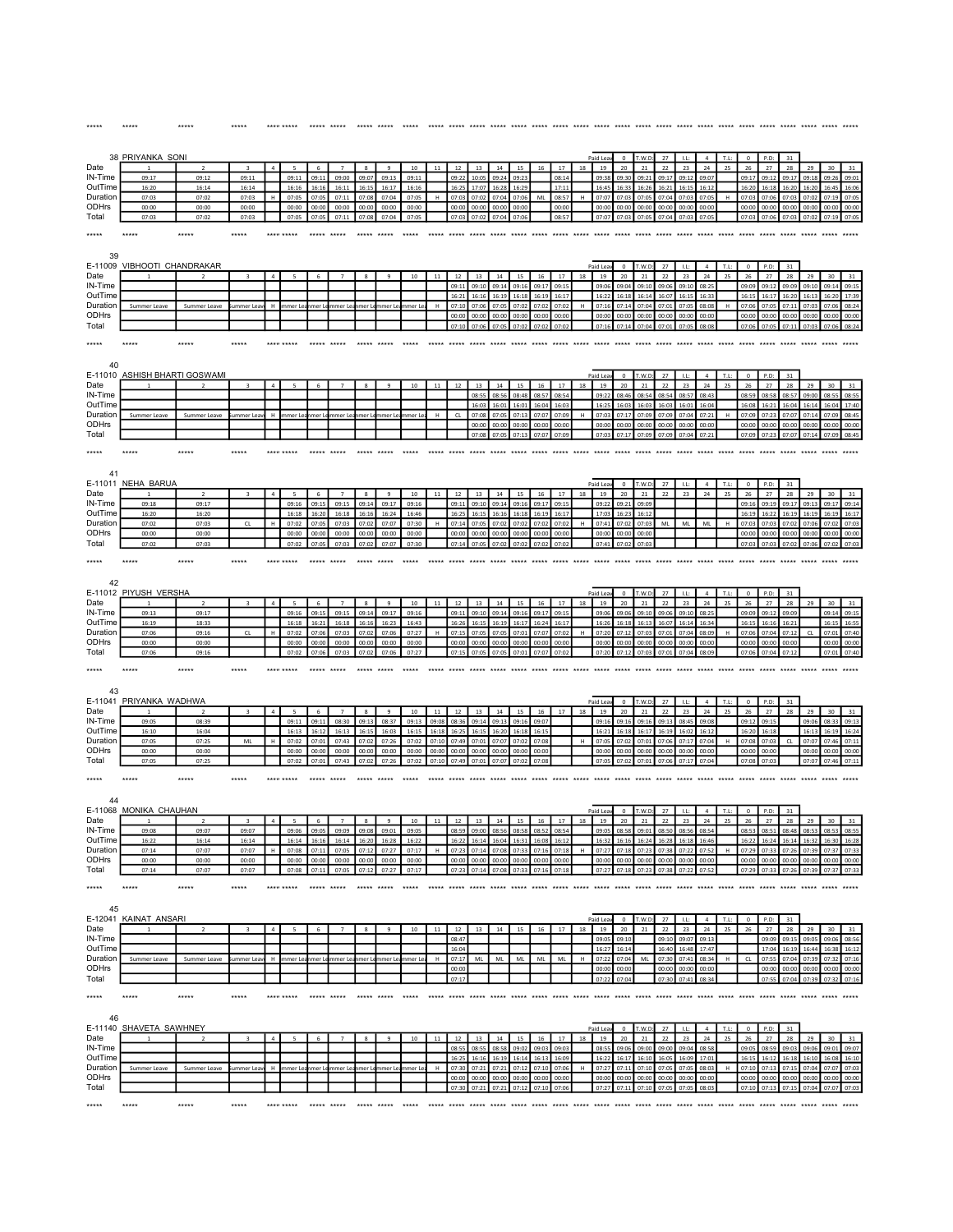## 38 PRIYANKA SONI

Paid Leave: 0 | T.W.D: 27 | I.L: 4 | T.L: 0 | P.D: 31

| Date | 1 | 2 | 3 | 4 | 5 | 6 | 7 | 8 | 9 | 10 | 11 | 12 | 13 | 14 | 15 | 16 | 17 | 18 | 19 | 20 | 21 | 22 | 23 | 24 | 25 | 26 | 27 | 28 | 29 | 30 | 31 |
|---|---|---|---|---|---|---|---|---|---|---|---|---|---|---|---|---|---|---|---|---|---|---|---|---|---|---|---|---|---|---|---|
| IN-Time | 09:17 | 09:12 | 09:11 | | 09:11 | 09:11 | 09:00 | 09:07 | 09:13 | 09:11 | | 09:22 | 10:05 | 09:24 | 09:23 | | 08:14 | | 09:38 | 09:30 | 09:21 | 09:17 | 09:12 | 09:07 | | 09:17 | 09:12 | 09:17 | 09:18 | 09:26 | 09:01 |
| OutTime | 16:20 | 16:14 | 16:14 | | 16:16 | 16:16 | 16:11 | 16:15 | 16:17 | 16:16 | | 16:25 | 17:07 | 16:28 | 16:29 | | 17:11 | | 16:45 | 16:33 | 16:26 | 16:21 | 16:15 | 16:12 | | 16:20 | 16:18 | 16:20 | 16:20 | 16:45 | 16:06 |
| Duration | 07:03 | 07:02 | 07:03 | H | 07:05 | 07:05 | 07:11 | 07:08 | 07:04 | 07:05 | H | 07:03 | 07:02 | 07:04 | 07:06 | ML | 08:57 | H | 07:07 | 07:03 | 07:05 | 07:04 | 07:03 | 07:05 | H | 07:03 | 07:06 | 07:03 | 07:02 | 07:19 | 07:05 |
| ODHrs | 00:00 | 00:00 | 00:00 | | 00:00 | 00:00 | 00:00 | 00:00 | 00:00 | 00:00 | | 00:00 | 00:00 | 00:00 | 00:00 | | 00:00 | | 00:00 | 00:00 | 00:00 | 00:00 | 00:00 | 00:00 | | 00:00 | 00:00 | 00:00 | 00:00 | 00:00 | 00:00 |
| Total | 07:03 | 07:02 | 07:03 | | 07:05 | 07:05 | 07:11 | 07:08 | 07:04 | 07:05 | | 07:03 | 07:02 | 07:04 | 07:06 | | 08:57 | | 07:07 | 07:03 | 07:05 | 07:04 | 07:03 | 07:05 | | 07:03 | 07:06 | 07:03 | 07:02 | 07:19 | 07:05 |

## 39 E-11009 VIBHOOTI CHANDRAKAR

Paid Leave: 0 | T.W.D: 27 | I.L: 4 | T.L: 0 | P.D: 31

| Date | 1 | 2 | 3 | 4 | 5 | 6 | 7 | 8 | 9 | 10 | 11 | 12 | 13 | 14 | 15 | 16 | 17 | 18 | 19 | 20 | 21 | 22 | 23 | 24 | 25 | 26 | 27 | 28 | 29 | 30 | 31 |
|---|---|---|---|---|---|---|---|---|---|---|---|---|---|---|---|---|---|---|---|---|---|---|---|---|---|---|---|---|---|---|---|
| IN-Time | | | | | | | | | | | | 09:11 | 09:10 | 09:14 | 09:16 | 09:17 | 09:15 | | 09:06 | 09:04 | 09:10 | 09:06 | 09:10 | 08:25 | | 09:09 | 09:12 | 09:09 | 09:10 | 09:14 | 09:15 |
| OutTime | | | | | | | | | | | | 16:21 | 16:16 | 16:19 | 16:18 | 16:19 | 16:17 | | 16:22 | 16:18 | 16:14 | 16:07 | 16:15 | 16:33 | | 16:15 | 16:17 | 16:20 | 16:13 | 16:20 | 17:39 |
| Duration | Summer Leave | Summer Leave | Summer Leave | H | Summer Leave | Summer Leave | Summer Leave | Summer Leave | Summer Leave | Summer Leave | H | 07:10 | 07:06 | 07:05 | 07:02 | 07:02 | 07:02 | H | 07:16 | 07:14 | 07:04 | 07:01 | 07:05 | 08:08 | H | 07:06 | 07:05 | 07:11 | 07:03 | 07:06 | 08:24 |
| ODHrs | | | | | | | | | | | | 00:00 | 00:00 | 00:00 | 00:00 | 00:00 | 00:00 | | 00:00 | 00:00 | 00:00 | 00:00 | 00:00 | 00:00 | | 00:00 | 00:00 | 00:00 | 00:00 | 00:00 | 00:00 |
| Total | | | | | | | | | | | | 07:10 | 07:06 | 07:05 | 07:02 | 07:02 | 07:02 | | 07:16 | 07:14 | 07:04 | 07:01 | 07:05 | 08:08 | | 07:06 | 07:05 | 07:11 | 07:03 | 07:06 | 08:24 |

## 40 E-11010 ASHISH BHARTI GOSWAMI

Paid Leave: 0 | T.W.D: 27 | I.L: 4 | T.L: 0 | P.D: 31

| Date | 1 | 2 | 3 | 4 | 5 | 6 | 7 | 8 | 9 | 10 | 11 | 12 | 13 | 14 | 15 | 16 | 17 | 18 | 19 | 20 | 21 | 22 | 23 | 24 | 25 | 26 | 27 | 28 | 29 | 30 | 31 |
|---|---|---|---|---|---|---|---|---|---|---|---|---|---|---|---|---|---|---|---|---|---|---|---|---|---|---|---|---|---|---|---|
| IN-Time | | | | | | | | | | | | | 08:55 | 08:56 | 08:48 | 08:57 | 08:54 | | 09:22 | 08:46 | 08:54 | 08:54 | 08:57 | 08:43 | | 08:59 | 08:58 | 08:57 | 09:00 | 08:55 | 08:55 |
| OutTime | | | | | | | | | | | | | 16:03 | 16:01 | 16:01 | 16:04 | 16:03 | | 16:25 | 16:03 | 16:03 | 16:03 | 16:01 | 16:04 | | 16:08 | 16:21 | 16:04 | 16:14 | 16:04 | 17:40 |
| Duration | Summer Leave | Summer Leave | Summer Leave | H | Summer Leave | Summer Leave | Summer Leave | Summer Leave | Summer Leave | Summer Leave | H | CL | 07:08 | 07:05 | 07:13 | 07:07 | 07:09 | H | 07:03 | 07:17 | 07:09 | 07:09 | 07:04 | 07:21 | H | 07:09 | 07:23 | 07:07 | 07:14 | 07:09 | 08:45 |
| ODHrs | | | | | | | | | | | | | 00:00 | 00:00 | 00:00 | 00:00 | 00:00 | | 00:00 | 00:00 | 00:00 | 00:00 | 00:00 | 00:00 | | 00:00 | 00:00 | 00:00 | 00:00 | 00:00 | 00:00 |
| Total | | | | | | | | | | | | | 07:08 | 07:05 | 07:13 | 07:07 | 07:09 | | 07:03 | 07:17 | 07:09 | 07:09 | 07:04 | 07:21 | | 07:09 | 07:23 | 07:07 | 07:14 | 07:09 | 08:45 |

## 41 E-11011 NEHA BARUA

Paid Leave: 0 | T.W.D: 27 | I.L: 4 | T.L: 0 | P.D: 31

| Date | 1 | 2 | 3 | 4 | 5 | 6 | 7 | 8 | 9 | 10 | 11 | 12 | 13 | 14 | 15 | 16 | 17 | 18 | 19 | 20 | 21 | 22 | 23 | 24 | 25 | 26 | 27 | 28 | 29 | 30 | 31 |
|---|---|---|---|---|---|---|---|---|---|---|---|---|---|---|---|---|---|---|---|---|---|---|---|---|---|---|---|---|---|---|---|
| IN-Time | 09:18 | 09:17 | | | 09:16 | 09:15 | 09:15 | 09:14 | 09:17 | 09:16 | | 09:11 | 09:10 | 09:14 | 09:16 | 09:17 | 09:15 | | 09:22 | 09:21 | 09:09 | | | | | 09:16 | 09:19 | 09:17 | 09:13 | 09:17 | 09:14 |
| OutTime | 16:20 | 16:20 | | | 16:18 | 16:20 | 16:18 | 16:16 | 16:24 | 16:46 | | 16:25 | 16:15 | 16:16 | 16:18 | 16:19 | 16:17 | | 17:03 | 16:23 | 16:12 | | | | | 16:19 | 16:22 | 16:19 | 16:19 | 16:19 | 16:17 |
| Duration | 07:02 | 07:03 | CL | H | 07:02 | 07:05 | 07:03 | 07:02 | 07:07 | 07:30 | H | 07:14 | 07:05 | 07:02 | 07:02 | 07:02 | 07:02 | H | 07:41 | 07:02 | 07:03 | ML | ML | ML | H | 07:03 | 07:03 | 07:02 | 07:06 | 07:02 | 07:03 |
| ODHrs | 00:00 | 00:00 | | | 00:00 | 00:00 | 00:00 | 00:00 | 00:00 | 00:00 | | 00:00 | 00:00 | 00:00 | 00:00 | 00:00 | 00:00 | | 00:00 | 00:00 | 00:00 | | | | | 00:00 | 00:00 | 00:00 | 00:00 | 00:00 | 00:00 |
| Total | 07:02 | 07:03 | | | 07:02 | 07:05 | 07:03 | 07:02 | 07:07 | 07:30 | | 07:14 | 07:05 | 07:02 | 07:02 | 07:02 | 07:02 | | 07:41 | 07:02 | 07:03 | | | | | 07:03 | 07:03 | 07:02 | 07:06 | 07:02 | 07:03 |

## 42 E-11012 PIYUSH VERSHA

Paid Leave: 0 | T.W.D: 27 | I.L: 4 | T.L: 0 | P.D: 31

| Date | 1 | 2 | 3 | 4 | 5 | 6 | 7 | 8 | 9 | 10 | 11 | 12 | 13 | 14 | 15 | 16 | 17 | 18 | 19 | 20 | 21 | 22 | 23 | 24 | 25 | 26 | 27 | 28 | 29 | 30 | 31 |
|---|---|---|---|---|---|---|---|---|---|---|---|---|---|---|---|---|---|---|---|---|---|---|---|---|---|---|---|---|---|---|---|
| IN-Time | 09:13 | 09:17 | | | 09:16 | 09:15 | 09:15 | 09:14 | 09:17 | 09:16 | | 09:11 | 09:10 | 09:14 | 09:16 | 09:17 | 09:15 | | 09:06 | 09:06 | 09:10 | 09:06 | 09:10 | 08:25 | | 09:09 | 09:12 | 09:09 | | 09:14 | 09:15 |
| OutTime | 16:19 | 18:33 | | | 16:18 | 16:21 | 16:18 | 16:16 | 16:23 | 16:43 | | 16:26 | 16:15 | 16:16 | 16:17 | 16:24 | 16:17 | | 16:26 | 16:18 | 16:13 | 16:07 | 16:14 | 16:34 | | 16:15 | 16:16 | 16:21 | | 16:15 | 16:55 |
| Duration | 07:06 | 09:16 | CL | H | 07:02 | 07:06 | 07:03 | 07:02 | 07:06 | 07:27 | H | 07:15 | 07:05 | 07:05 | 07:01 | 07:07 | 07:02 | H | 07:20 | 07:12 | 07:03 | 07:01 | 07:04 | 08:09 | H | 07:06 | 07:04 | 07:12 | CL | 07:01 | 07:40 |
| ODHrs | 00:00 | 00:00 | | | 00:00 | 00:00 | 00:00 | 00:00 | 00:00 | 00:00 | | 00:00 | 00:00 | 00:00 | 00:00 | 00:00 | 00:00 | | 00:00 | 00:00 | 00:00 | 00:00 | 00:00 | 00:00 | | 00:00 | 00:00 | 00:00 | | 00:00 | 00:00 |
| Total | 07:06 | 09:16 | | | 07:02 | 07:06 | 07:03 | 07:02 | 07:06 | 07:27 | | 07:15 | 07:05 | 07:05 | 07:01 | 07:07 | 07:02 | | 07:20 | 07:12 | 07:03 | 07:01 | 07:04 | 08:09 | | 07:06 | 07:04 | 07:12 | | 07:01 | 07:40 |

## 43 E-11041 PRIYANKA WADHWA

Paid Leave: 0 | T.W.D: 27 | I.L: 4 | T.L: 0 | P.D: 31

| Date | 1 | 2 | 3 | 4 | 5 | 6 | 7 | 8 | 9 | 10 | 11 | 12 | 13 | 14 | 15 | 16 | 17 | 18 | 19 | 20 | 21 | 22 | 23 | 24 | 25 | 26 | 27 | 28 | 29 | 30 | 31 |
|---|---|---|---|---|---|---|---|---|---|---|---|---|---|---|---|---|---|---|---|---|---|---|---|---|---|---|---|---|---|---|---|
| IN-Time | 09:05 | 08:39 | | | 09:11 | 09:11 | 08:30 | 09:13 | 08:37 | 09:13 | 09:08 | 08:36 | 09:14 | 09:13 | 09:16 | 09:07 | | | 09:16 | 09:16 | 09:16 | 09:13 | 08:45 | 09:08 | | 09:12 | 09:15 | | 09:06 | 08:33 | 09:13 |
| OutTime | 16:10 | 16:04 | | | 16:13 | 16:12 | 16:13 | 16:15 | 16:03 | 16:15 | 16:18 | 16:25 | 16:15 | 16:20 | 16:18 | 16:15 | | | 16:21 | 16:18 | 16:17 | 16:19 | 16:02 | 16:12 | | 16:20 | 16:18 | | 16:13 | 16:19 | 16:24 |
| Duration | 07:05 | 07:25 | ML | H | 07:02 | 07:01 | 07:43 | 07:02 | 07:26 | 07:02 | 07:10 | 07:49 | 07:01 | 07:07 | 07:02 | 07:08 | | H | 07:05 | 07:02 | 07:01 | 07:06 | 07:17 | 07:04 | H | 07:08 | 07:03 | CL | 07:07 | 07:46 | 07:11 |
| ODHrs | 00:00 | 00:00 | | | 00:00 | 00:00 | 00:00 | 00:00 | 00:00 | 00:00 | 00:00 | 00:00 | 00:00 | 00:00 | 00:00 | 00:00 | | | 00:00 | 00:00 | 00:00 | 00:00 | 00:00 | 00:00 | | 00:00 | 00:00 | | 00:00 | 00:00 | 00:00 |
| Total | 07:05 | 07:25 | | | 07:02 | 07:01 | 07:43 | 07:02 | 07:26 | 07:02 | 07:10 | 07:49 | 07:01 | 07:07 | 07:02 | 07:08 | | | 07:05 | 07:02 | 07:01 | 07:06 | 07:17 | 07:04 | | 07:08 | 07:03 | | 07:07 | 07:46 | 07:11 |

## 44 E-11068 MONIKA CHAUHAN

Paid Leave: 0 | T.W.D: 27 | I.L: 4 | T.L: 0 | P.D: 31

| Date | 1 | 2 | 3 | 4 | 5 | 6 | 7 | 8 | 9 | 10 | 11 | 12 | 13 | 14 | 15 | 16 | 17 | 18 | 19 | 20 | 21 | 22 | 23 | 24 | 25 | 26 | 27 | 28 | 29 | 30 | 31 |
|---|---|---|---|---|---|---|---|---|---|---|---|---|---|---|---|---|---|---|---|---|---|---|---|---|---|---|---|---|---|---|---|
| IN-Time | 09:08 | 09:07 | 09:07 | | 09:06 | 09:05 | 09:09 | 09:08 | 09:01 | 09:05 | | 08:59 | 09:00 | 08:56 | 08:58 | 08:52 | 08:54 | | 09:05 | 08:58 | 09:01 | 08:50 | 08:56 | 08:54 | | 08:53 | 08:51 | 08:48 | 08:53 | 08:53 | 08:55 |
| OutTime | 16:22 | 16:14 | 16:14 | | 16:14 | 16:16 | 16:14 | 16:20 | 16:28 | 16:22 | | 16:22 | 16:14 | 16:04 | 16:31 | 16:08 | 16:12 | | 16:32 | 16:16 | 16:24 | 16:28 | 16:18 | 16:46 | | 16:22 | 16:24 | 16:14 | 16:32 | 16:30 | 16:28 |
| Duration | 07:14 | 07:07 | 07:07 | H | 07:08 | 07:11 | 07:05 | 07:12 | 07:27 | 07:17 | H | 07:23 | 07:14 | 07:08 | 07:33 | 07:16 | 07:18 | H | 07:27 | 07:18 | 07:23 | 07:38 | 07:22 | 07:52 | H | 07:29 | 07:33 | 07:26 | 07:39 | 07:37 | 07:33 |
| ODHrs | 00:00 | 00:00 | 00:00 | | 00:00 | 00:00 | 00:00 | 00:00 | 00:00 | 00:00 | | 00:00 | 00:00 | 00:00 | 00:00 | 00:00 | 00:00 | | 00:00 | 00:00 | 00:00 | 00:00 | 00:00 | 00:00 | | 00:00 | 00:00 | 00:00 | 00:00 | 00:00 | 00:00 |
| Total | 07:14 | 07:07 | 07:07 | | 07:08 | 07:11 | 07:05 | 07:12 | 07:27 | 07:17 | | 07:23 | 07:14 | 07:08 | 07:33 | 07:16 | 07:18 | | 07:27 | 07:18 | 07:23 | 07:38 | 07:22 | 07:52 | | 07:29 | 07:33 | 07:26 | 07:39 | 07:37 | 07:33 |

## 45 E-12041 KAINAT ANSARI

Paid Leave: 0 | T.W.D: 27 | I.L: 4 | T.L: 0 | P.D: 31

| Date | 1 | 2 | 3 | 4 | 5 | 6 | 7 | 8 | 9 | 10 | 11 | 12 | 13 | 14 | 15 | 16 | 17 | 18 | 19 | 20 | 21 | 22 | 23 | 24 | 25 | 26 | 27 | 28 | 29 | 30 | 31 |
|---|---|---|---|---|---|---|---|---|---|---|---|---|---|---|---|---|---|---|---|---|---|---|---|---|---|---|---|---|---|---|---|
| IN-Time | | | | | | | | | | | | 08:47 | | | | | | | 09:05 | 09:10 | | 09:10 | 09:07 | 09:13 | | | 09:09 | 09:15 | 09:05 | 09:06 | 08:56 |
| OutTime | | | | | | | | | | | | 16:04 | | | | | | | 16:27 | 16:14 | | 16:40 | 16:48 | 17:47 | | | 17:04 | 16:19 | 16:44 | 16:38 | 16:12 |
| Duration | Summer Leave | Summer Leave | Summer Leave | H | Summer Leave | Summer Leave | Summer Leave | Summer Leave | Summer Leave | Summer Leave | H | 07:17 | ML | ML | ML | ML | ML | H | 07:22 | 07:04 | ML | 07:30 | 07:41 | 08:34 | H | CL | 07:55 | 07:04 | 07:39 | 07:32 | 07:16 |
| ODHrs | | | | | | | | | | | | 00:00 | | | | | | | 00:00 | 00:00 | | 00:00 | 00:00 | 00:00 | | | 00:00 | 00:00 | 00:00 | 00:00 | 00:00 |
| Total | | | | | | | | | | | | 07:17 | | | | | | | 07:22 | 07:04 | | 07:30 | 07:41 | 08:34 | | | 07:55 | 07:04 | 07:39 | 07:32 | 07:16 |

## 46 E-11140 SHAVETA SAWHNEY

Paid Leave: 0 | T.W.D: 27 | I.L: 4 | T.L: 0 | P.D: 31

| Date | 1 | 2 | 3 | 4 | 5 | 6 | 7 | 8 | 9 | 10 | 11 | 12 | 13 | 14 | 15 | 16 | 17 | 18 | 19 | 20 | 21 | 22 | 23 | 24 | 25 | 26 | 27 | 28 | 29 | 30 | 31 |
|---|---|---|---|---|---|---|---|---|---|---|---|---|---|---|---|---|---|---|---|---|---|---|---|---|---|---|---|---|---|---|---|
| IN-Time | | | | | | | | | | | | 08:55 | 08:55 | 08:58 | 09:02 | 09:03 | 09:03 | | 08:55 | 09:06 | 09:00 | 09:00 | 09:04 | 08:58 | | 09:05 | 08:59 | 09:03 | 09:06 | 09:01 | 09:07 |
| OutTime | | | | | | | | | | | | 16:25 | 16:16 | 16:19 | 16:14 | 16:13 | 16:09 | | 16:22 | 16:17 | 16:10 | 16:05 | 16:09 | 17:01 | | 16:15 | 16:12 | 16:18 | 16:10 | 16:08 | 16:10 |
| Duration | Summer Leave | Summer Leave | Summer Leave | H | Summer Leave | Summer Leave | Summer Leave | Summer Leave | Summer Leave | Summer Leave | H | 07:30 | 07:21 | 07:21 | 07:12 | 07:10 | 07:06 | H | 07:27 | 07:11 | 07:10 | 07:05 | 07:05 | 08:03 | H | 07:10 | 07:13 | 07:15 | 07:04 | 07:07 | 07:03 |
| ODHrs | | | | | | | | | | | | 00:00 | 00:00 | 00:00 | 00:00 | 00:00 | 00:00 | | 00:00 | 00:00 | 00:00 | 00:00 | 00:00 | 00:00 | | 00:00 | 00:00 | 00:00 | 00:00 | 00:00 | 00:00 |
| Total | | | | | | | | | | | | 07:30 | 07:21 | 07:21 | 07:12 | 07:10 | 07:06 | | 07:27 | 07:11 | 07:10 | 07:05 | 07:05 | 08:03 | | 07:10 | 07:13 | 07:15 | 07:04 | 07:07 | 07:03 |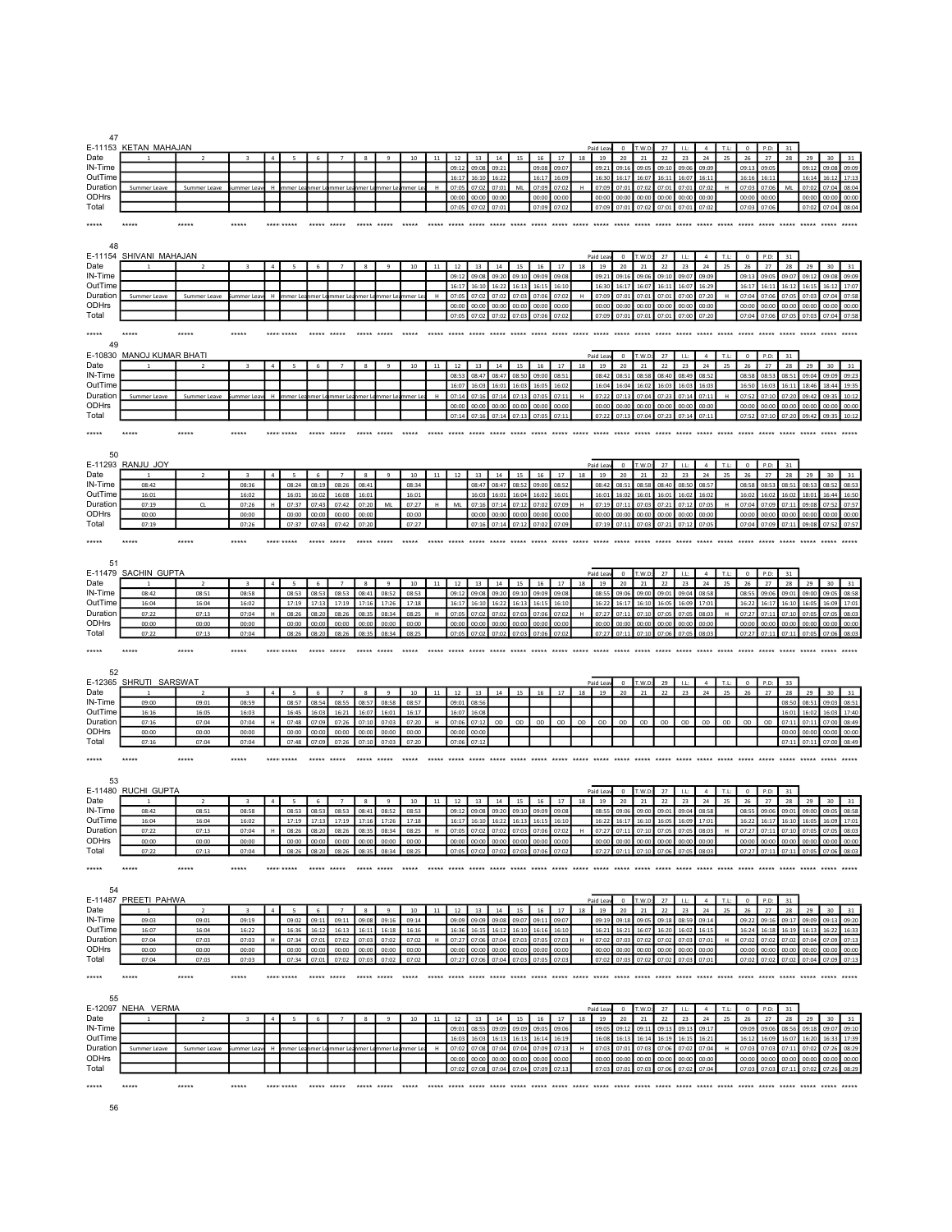47

E-11153 KETAN MAHAJAN

Paid Leav: 0 | T.W.D: 27 | I.L: 4 | T.L: 0 | P.D: 31

| Date | 1 | 2 | 3 | 4 | 5 | 6 | 7 | 8 | 9 | 10 | 11 | 12 | 13 | 14 | 15 | 16 | 17 | 18 | 19 | 20 | 21 | 22 | 23 | 24 | 25 | 26 | 27 | 28 | 29 | 30 | 31 |
|---|---|---|---|---|---|---|---|---|---|---|---|---|---|---|---|---|---|---|---|---|---|---|---|---|---|---|---|---|---|---|---|
| IN-Time | | | | | | | | | | | | 09:12 | 09:08 | 09:21 | | 09:08 | 09:07 | | 09:21 | 09:16 | 09:05 | 09:10 | 09:06 | 09:09 | | 09:13 | 09:05 | | 09:12 | 09:08 | 09:09 |
| OutTime | | | | | | | | | | | | 16:17 | 16:10 | 16:22 | | 16:17 | 16:09 | | 16:30 | 16:17 | 16:07 | 16:11 | 16:07 | 16:11 | | 16:16 | 16:11 | | 16:14 | 16:12 | 17:13 |
| Duration | Summer Leave | Summer Leave | Summer Leave | H | Summer Leave | Summer Leave | Summer Leave | Summer Leave | Summer Leave | Summer Leave | H | 07:05 | 07:02 | 07:01 | ML | 07:09 | 07:02 | H | 07:09 | 07:01 | 07:02 | 07:01 | 07:01 | 07:02 | H | 07:03 | 07:06 | ML | 07:02 | 07:04 | 08:04 |
| ODHrs | | | | | | | | | | | | 00:00 | 00:00 | 00:00 | | 00:00 | 00:00 | | 00:00 | 00:00 | 00:00 | 00:00 | 00:00 | 00:00 | | 00:00 | 00:00 | | 00:00 | 00:00 | 00:00 |
| Total | | | | | | | | | | | | 07:05 | 07:02 | 07:01 | | 07:09 | 07:02 | | 07:09 | 07:01 | 07:02 | 07:01 | 07:01 | 07:02 | | 07:03 | 07:06 | | 07:02 | 07:04 | 08:04 |

48

E-11154 SHIVANI MAHAJAN

Paid Leav: 0 | T.W.D: 27 | I.L: 4 | T.L: 0 | P.D: 31

| Date | 1 | 2 | 3 | 4 | 5 | 6 | 7 | 8 | 9 | 10 | 11 | 12 | 13 | 14 | 15 | 16 | 17 | 18 | 19 | 20 | 21 | 22 | 23 | 24 | 25 | 26 | 27 | 28 | 29 | 30 | 31 |
|---|---|---|---|---|---|---|---|---|---|---|---|---|---|---|---|---|---|---|---|---|---|---|---|---|---|---|---|---|---|---|---|
| IN-Time | | | | | | | | | | | | 09:12 | 09:08 | 09:20 | 09:10 | 09:09 | 09:08 | | 09:21 | 09:16 | 09:06 | 09:10 | 09:07 | 09:09 | | 09:13 | 09:05 | 09:07 | 09:12 | 09:08 | 09:09 |
| OutTime | | | | | | | | | | | | 16:17 | 16:10 | 16:22 | 16:13 | 16:15 | 16:10 | | 16:30 | 16:17 | 16:07 | 16:11 | 16:07 | 16:29 | | 16:17 | 16:11 | 16:12 | 16:15 | 16:12 | 17:07 |
| Duration | Summer Leave | Summer Leave | Summer Leave | H | Summer Leave | Summer Leave | Summer Leave | Summer Leave | Summer Leave | Summer Leave | H | 07:05 | 07:02 | 07:02 | 07:03 | 07:06 | 07:02 | H | 07:09 | 07:01 | 07:01 | 07:01 | 07:00 | 07:20 | H | 07:04 | 07:06 | 07:05 | 07:03 | 07:04 | 07:58 |
| ODHrs | | | | | | | | | | | | 00:00 | 00:00 | 00:00 | 00:00 | 00:00 | 00:00 | | 00:00 | 00:00 | 00:00 | 00:00 | 00:00 | 00:00 | | 00:00 | 00:00 | 00:00 | 00:00 | 00:00 | 00:00 |
| Total | | | | | | | | | | | | 07:05 | 07:02 | 07:02 | 07:03 | 07:06 | 07:02 | | 07:09 | 07:01 | 07:01 | 07:01 | 07:00 | 07:20 | | 07:04 | 07:06 | 07:05 | 07:03 | 07:04 | 07:58 |

49

E-10830 MANOJ KUMAR BHATI

Paid Leav: 0 | T.W.D: 27 | I.L: 4 | T.L: 0 | P.D: 31

| Date | 1 | 2 | 3 | 4 | 5 | 6 | 7 | 8 | 9 | 10 | 11 | 12 | 13 | 14 | 15 | 16 | 17 | 18 | 19 | 20 | 21 | 22 | 23 | 24 | 25 | 26 | 27 | 28 | 29 | 30 | 31 |
|---|---|---|---|---|---|---|---|---|---|---|---|---|---|---|---|---|---|---|---|---|---|---|---|---|---|---|---|---|---|---|---|
| IN-Time | | | | | | | | | | | | 08:53 | 08:47 | 08:47 | 08:50 | 09:00 | 08:51 | | 08:42 | 08:51 | 08:58 | 08:40 | 08:49 | 08:52 | | 08:58 | 08:53 | 08:51 | 09:04 | 09:09 | 09:23 |
| OutTime | | | | | | | | | | | | 16:07 | 16:03 | 16:01 | 16:03 | 16:05 | 16:02 | | 16:04 | 16:04 | 16:02 | 16:03 | 16:03 | 16:03 | | 16:50 | 16:03 | 16:11 | 18:46 | 18:44 | 19:35 |
| Duration | Summer Leave | Summer Leave | Summer Leave | H | Summer Leave | Summer Leave | Summer Leave | Summer Leave | Summer Leave | Summer Leave | H | 07:14 | 07:16 | 07:14 | 07:13 | 07:05 | 07:11 | H | 07:22 | 07:13 | 07:04 | 07:23 | 07:14 | 07:11 | H | 07:52 | 07:10 | 07:20 | 09:42 | 09:35 | 10:12 |
| ODHrs | | | | | | | | | | | | 00:00 | 00:00 | 00:00 | 00:00 | 00:00 | 00:00 | | 00:00 | 00:00 | 00:00 | 00:00 | 00:00 | 00:00 | | 00:00 | 00:00 | 00:00 | 00:00 | 00:00 | 00:00 |
| Total | | | | | | | | | | | | 07:14 | 07:16 | 07:14 | 07:13 | 07:05 | 07:11 | | 07:22 | 07:13 | 07:04 | 07:23 | 07:14 | 07:11 | | 07:52 | 07:10 | 07:20 | 09:42 | 09:35 | 10:12 |

50

E-11293 RANJU JOY

Paid Leav: 0 | T.W.D: 27 | I.L: 4 | T.L: 0 | P.D: 31

| Date | 1 | 2 | 3 | 4 | 5 | 6 | 7 | 8 | 9 | 10 | 11 | 12 | 13 | 14 | 15 | 16 | 17 | 18 | 19 | 20 | 21 | 22 | 23 | 24 | 25 | 26 | 27 | 28 | 29 | 30 | 31 |
|---|---|---|---|---|---|---|---|---|---|---|---|---|---|---|---|---|---|---|---|---|---|---|---|---|---|---|---|---|---|---|---|
| IN-Time | 08:42 | | 08:36 | | 08:24 | 08:19 | 08:26 | 08:41 | | 08:34 | | | 08:47 | 08:47 | 08:52 | 09:00 | 08:52 | | 08:42 | 08:51 | 08:58 | 08:40 | 08:50 | 08:57 | | 08:58 | 08:53 | 08:51 | 08:53 | 08:52 | 08:53 |
| OutTime | 16:01 | | 16:02 | | 16:01 | 16:02 | 16:08 | 16:01 | | 16:01 | | | 16:03 | 16:01 | 16:04 | 16:02 | 16:01 | | 16:01 | 16:02 | 16:01 | 16:01 | 16:02 | 16:02 | | 16:02 | 16:02 | 16:02 | 18:01 | 16:44 | 16:50 |
| Duration | 07:19 | CL | 07:26 | H | 07:37 | 07:43 | 07:42 | 07:20 | ML | 07:27 | H | ML | 07:16 | 07:14 | 07:12 | 07:02 | 07:09 | H | 07:19 | 07:11 | 07:03 | 07:21 | 07:12 | 07:05 | H | 07:04 | 07:09 | 07:11 | 09:08 | 07:52 | 07:57 |
| ODHrs | 00:00 | | 00:00 | | 00:00 | 00:00 | 00:00 | 00:00 | | 00:00 | | | 00:00 | 00:00 | 00:00 | 00:00 | 00:00 | | 00:00 | 00:00 | 00:00 | 00:00 | 00:00 | 00:00 | | 00:00 | 00:00 | 00:00 | 00:00 | 00:00 | 00:00 |
| Total | 07:19 | | 07:26 | | 07:37 | 07:43 | 07:42 | 07:20 | | 07:27 | | | 07:16 | 07:14 | 07:12 | 07:02 | 07:09 | | 07:19 | 07:11 | 07:03 | 07:21 | 07:12 | 07:05 | | 07:04 | 07:09 | 07:11 | 09:08 | 07:52 | 07:57 |

51

E-11479 SACHIN GUPTA

Paid Leav: 0 | T.W.D: 27 | I.L: 4 | T.L: 0 | P.D: 31

| Date | 1 | 2 | 3 | 4 | 5 | 6 | 7 | 8 | 9 | 10 | 11 | 12 | 13 | 14 | 15 | 16 | 17 | 18 | 19 | 20 | 21 | 22 | 23 | 24 | 25 | 26 | 27 | 28 | 29 | 30 | 31 |
|---|---|---|---|---|---|---|---|---|---|---|---|---|---|---|---|---|---|---|---|---|---|---|---|---|---|---|---|---|---|---|---|
| IN-Time | 08:42 | 08:51 | 08:58 | | 08:53 | 08:53 | 08:53 | 08:41 | 08:52 | 08:53 | | 09:12 | 09:08 | 09:20 | 09:10 | 09:09 | 09:08 | | 08:55 | 09:06 | 09:00 | 09:01 | 09:04 | 08:58 | | 08:55 | 09:06 | 09:01 | 09:00 | 09:05 | 08:58 |
| OutTime | 16:04 | 16:04 | 16:02 | | 17:19 | 17:13 | 17:19 | 17:16 | 17:26 | 17:18 | | 16:17 | 16:10 | 16:22 | 16:13 | 16:15 | 16:10 | | 16:22 | 16:17 | 16:10 | 16:05 | 16:09 | 17:01 | | 16:22 | 16:17 | 16:10 | 16:05 | 16:09 | 17:01 |
| Duration | 07:22 | 07:13 | 07:04 | H | 08:26 | 08:20 | 08:26 | 08:35 | 08:34 | 08:25 | H | 07:05 | 07:02 | 07:02 | 07:03 | 07:06 | 07:02 | H | 07:27 | 07:11 | 07:10 | 07:05 | 07:05 | 08:03 | H | 07:27 | 07:11 | 07:10 | 07:05 | 07:05 | 08:03 |
| ODHrs | 00:00 | 00:00 | 00:00 | | 00:00 | 00:00 | 00:00 | 00:00 | 00:00 | 00:00 | | 00:00 | 00:00 | 00:00 | 00:00 | 00:00 | 00:00 | | 00:00 | 00:00 | 00:00 | 00:00 | 00:00 | 00:00 | | 00:00 | 00:00 | 00:00 | 00:00 | 00:00 | 00:00 |
| Total | 07:22 | 07:13 | 07:04 | | 08:26 | 08:20 | 08:26 | 08:35 | 08:34 | 08:25 | | 07:05 | 07:02 | 07:02 | 07:03 | 07:06 | 07:02 | | 07:27 | 07:11 | 07:10 | 07:06 | 07:05 | 08:03 | | 07:27 | 07:11 | 07:11 | 07:05 | 07:06 | 08:03 |

52

E-12365 SHRUTI SARSWAT

Paid Leav: 0 | T.W.D: 29 | I.L: 4 | T.L: 0 | P.D: 33

| Date | 1 | 2 | 3 | 4 | 5 | 6 | 7 | 8 | 9 | 10 | 11 | 12 | 13 | 14 | 15 | 16 | 17 | 18 | 19 | 20 | 21 | 22 | 23 | 24 | 25 | 26 | 27 | 28 | 29 | 30 | 31 |
|---|---|---|---|---|---|---|---|---|---|---|---|---|---|---|---|---|---|---|---|---|---|---|---|---|---|---|---|---|---|---|---|
| IN-Time | 09:00 | 09:01 | 08:59 | | 08:57 | 08:54 | 08:55 | 08:57 | 08:58 | 08:57 | | 09:01 | 08:56 | | | | | | | | | | | | | | | 08:50 | 08:51 | 09:03 | 08:51 |
| OutTime | 16:16 | 16:05 | 16:03 | | 16:45 | 16:03 | 16:21 | 16:07 | 16:01 | 16:17 | | 16:07 | 16:08 | | | | | | | | | | | | | | | 16:01 | 16:02 | 16:03 | 17:40 |
| Duration | 07:16 | 07:04 | 07:04 | H | 07:48 | 07:09 | 07:26 | 07:10 | 07:03 | 07:20 | H | 07:06 | 07:12 | OD | OD | OD | OD | OD | OD | OD | OD | OD | OD | OD | OD | OD | OD | 07:11 | 07:11 | 07:00 | 08:49 |
| ODHrs | 00:00 | 00:00 | 00:00 | | 00:00 | 00:00 | 00:00 | 00:00 | 00:00 | 00:00 | | 00:00 | 00:00 | | | | | | | | | | | | | | | 00:00 | 00:00 | 00:00 | 00:00 |
| Total | 07:16 | 07:04 | 07:04 | | 07:48 | 07:09 | 07:26 | 07:10 | 07:03 | 07:20 | | 07:06 | 07:12 | | | | | | | | | | | | | | | 07:11 | 07:11 | 07:00 | 08:49 |

53

E-11480 RUCHI GUPTA

Paid Leav: 0 | T.W.D: 27 | I.L: 4 | T.L: 0 | P.D: 31

| Date | 1 | 2 | 3 | 4 | 5 | 6 | 7 | 8 | 9 | 10 | 11 | 12 | 13 | 14 | 15 | 16 | 17 | 18 | 19 | 20 | 21 | 22 | 23 | 24 | 25 | 26 | 27 | 28 | 29 | 30 | 31 |
|---|---|---|---|---|---|---|---|---|---|---|---|---|---|---|---|---|---|---|---|---|---|---|---|---|---|---|---|---|---|---|---|
| IN-Time | 08:42 | 08:51 | 08:58 | | 08:53 | 08:53 | 08:53 | 08:41 | 08:52 | 08:53 | | 09:12 | 09:08 | 09:20 | 09:10 | 09:09 | 09:08 | | 08:55 | 09:06 | 09:00 | 09:01 | 09:04 | 08:58 | | 08:55 | 09:06 | 09:01 | 09:00 | 09:05 | 08:58 |
| OutTime | 16:04 | 16:04 | 16:02 | | 17:19 | 17:13 | 17:19 | 17:16 | 17:26 | 17:18 | | 16:17 | 16:10 | 16:22 | 16:13 | 16:15 | 16:10 | | 16:22 | 16:17 | 16:10 | 16:05 | 16:09 | 17:01 | | 16:22 | 16:17 | 16:10 | 16:05 | 16:09 | 17:01 |
| Duration | 07:22 | 07:13 | 07:04 | H | 08:26 | 08:20 | 08:26 | 08:35 | 08:34 | 08:25 | H | 07:05 | 07:02 | 07:02 | 07:03 | 07:06 | 07:02 | H | 07:27 | 07:11 | 07:10 | 07:05 | 07:05 | 08:03 | H | 07:27 | 07:11 | 07:10 | 07:05 | 07:05 | 08:03 |
| ODHrs | 00:00 | 00:00 | 00:00 | | 00:00 | 00:00 | 00:00 | 00:00 | 00:00 | 00:00 | | 00:00 | 00:00 | 00:00 | 00:00 | 00:00 | 00:00 | | 00:00 | 00:00 | 00:00 | 00:00 | 00:00 | 00:00 | | 00:00 | 00:00 | 00:00 | 00:00 | 00:00 | 00:00 |
| Total | 07:22 | 07:13 | 07:04 | | 08:26 | 08:20 | 08:26 | 08:35 | 08:34 | 08:25 | | 07:05 | 07:02 | 07:02 | 07:03 | 07:06 | 07:02 | | 07:27 | 07:11 | 07:10 | 07:06 | 07:05 | 08:03 | | 07:27 | 07:11 | 07:11 | 07:05 | 07:06 | 08:03 |

54

E-11487 PREETI PAHWA

Paid Leav: 0 | T.W.D: 27 | I.L: 4 | T.L: 0 | P.D: 31

| Date | 1 | 2 | 3 | 4 | 5 | 6 | 7 | 8 | 9 | 10 | 11 | 12 | 13 | 14 | 15 | 16 | 17 | 18 | 19 | 20 | 21 | 22 | 23 | 24 | 25 | 26 | 27 | 28 | 29 | 30 | 31 |
|---|---|---|---|---|---|---|---|---|---|---|---|---|---|---|---|---|---|---|---|---|---|---|---|---|---|---|---|---|---|---|---|
| IN-Time | 09:03 | 09:01 | 09:19 | | 09:02 | 09:11 | 09:11 | 09:08 | 09:16 | 09:14 | | 09:09 | 09:09 | 09:08 | 09:07 | 09:11 | 09:07 | | 09:19 | 09:18 | 09:05 | 09:18 | 08:59 | 09:14 | | 09:22 | 09:16 | 09:17 | 09:09 | 09:13 | 09:20 |
| OutTime | 16:07 | 16:04 | 16:22 | | 16:36 | 16:12 | 16:13 | 16:11 | 16:18 | 16:16 | | 16:36 | 16:15 | 16:12 | 16:10 | 16:16 | 16:10 | | 16:21 | 16:21 | 16:07 | 16:20 | 16:02 | 16:15 | | 16:24 | 16:18 | 16:19 | 16:13 | 16:22 | 16:33 |
| Duration | 07:04 | 07:03 | 07:03 | H | 07:34 | 07:01 | 07:02 | 07:03 | 07:02 | 07:02 | H | 07:27 | 07:06 | 07:04 | 07:03 | 07:05 | 07:03 | H | 07:02 | 07:03 | 07:02 | 07:02 | 07:03 | 07:01 | H | 07:02 | 07:02 | 07:02 | 07:04 | 07:09 | 07:13 |
| ODHrs | 00:00 | 00:00 | 00:00 | | 00:00 | 00:00 | 00:00 | 00:00 | 00:00 | 00:00 | | 00:00 | 00:00 | 00:00 | 00:00 | 00:00 | 00:00 | | 00:00 | 00:00 | 00:00 | 00:00 | 00:00 | 00:00 | | 00:00 | 00:00 | 00:00 | 00:00 | 00:00 | 00:00 |
| Total | 07:04 | 07:03 | 07:03 | | 07:34 | 07:01 | 07:02 | 07:03 | 07:02 | 07:02 | | 07:27 | 07:06 | 07:04 | 07:03 | 07:05 | 07:03 | | 07:02 | 07:03 | 07:02 | 07:02 | 07:03 | 07:01 | | 07:02 | 07:02 | 07:02 | 07:04 | 07:09 | 07:13 |

55

E-12097 NEHA VERMA

Paid Leav: 0 | T.W.D: 27 | I.L: 4 | T.L: 0 | P.D: 31

| Date | 1 | 2 | 3 | 4 | 5 | 6 | 7 | 8 | 9 | 10 | 11 | 12 | 13 | 14 | 15 | 16 | 17 | 18 | 19 | 20 | 21 | 22 | 23 | 24 | 25 | 26 | 27 | 28 | 29 | 30 | 31 |
|---|---|---|---|---|---|---|---|---|---|---|---|---|---|---|---|---|---|---|---|---|---|---|---|---|---|---|---|---|---|---|---|
| IN-Time | | | | | | | | | | | | 09:01 | 08:55 | 09:09 | 09:09 | 09:05 | 09:06 | | 09:05 | 09:12 | 09:11 | 09:13 | 09:13 | 09:17 | | 09:09 | 09:06 | 08:56 | 09:18 | 09:07 | 09:10 |
| OutTime | | | | | | | | | | | | 16:03 | 16:03 | 16:13 | 16:13 | 16:14 | 16:19 | | 16:08 | 16:13 | 16:14 | 16:19 | 16:15 | 16:21 | | 16:12 | 16:09 | 16:07 | 16:20 | 16:33 | 17:39 |
| Duration | Summer Leave | Summer Leave | Summer Leave | H | Summer Leave | Summer Leave | Summer Leave | Summer Leave | Summer Leave | Summer Leave | H | 07:02 | 07:08 | 07:04 | 07:04 | 07:09 | 07:13 | H | 07:03 | 07:01 | 07:03 | 07:06 | 07:02 | 07:04 | H | 07:03 | 07:03 | 07:11 | 07:02 | 07:26 | 08:29 |
| ODHrs | | | | | | | | | | | | 00:00 | 00:00 | 00:00 | 00:00 | 00:00 | 00:00 | | 00:00 | 00:00 | 00:00 | 00:00 | 00:00 | 00:00 | | 00:00 | 00:00 | 00:00 | 00:00 | 00:00 | 00:00 |
| Total | | | | | | | | | | | | 07:02 | 07:08 | 07:04 | 07:04 | 07:09 | 07:13 | | 07:03 | 07:01 | 07:03 | 07:06 | 07:02 | 07:04 | | 07:03 | 07:03 | 07:11 | 07:02 | 07:26 | 08:29 |

56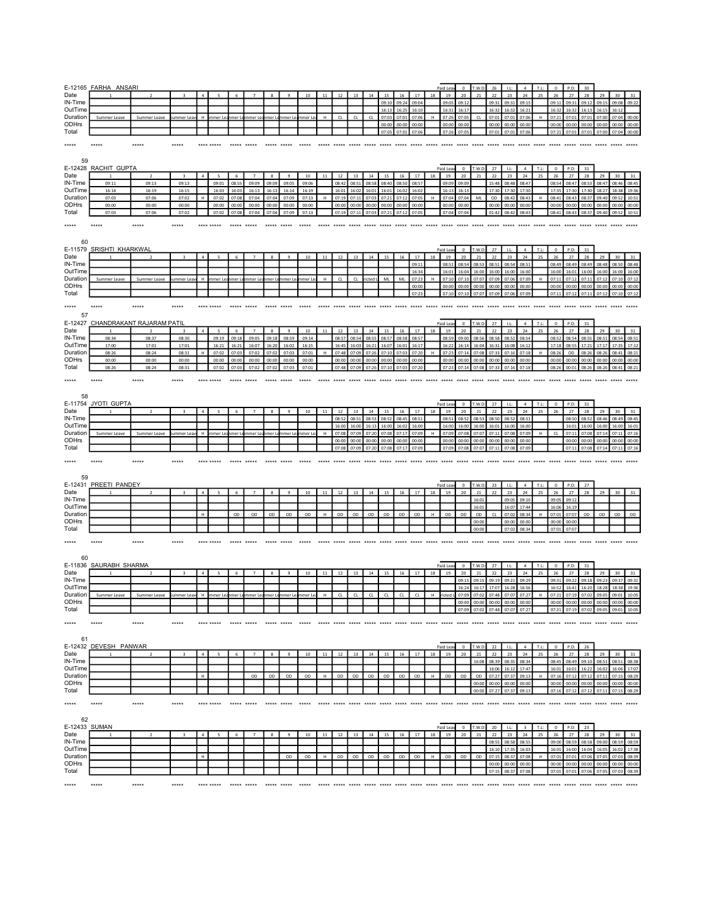E-12165 FARHA ANSARI

Paid Leav 0 | T.W.D: 26 | I.L: 4 | T.L: 0 | P.D: 30

| Date | 1 | 2 | 3 | 4 | 5 | 6 | 7 | 8 | 9 | 10 | 11 | 12 | 13 | 14 | 15 | 16 | 17 | 18 | 19 | 20 | 21 | 22 | 23 | 24 | 25 | 26 | 27 | 28 | 29 | 30 | 31 |
|---|---|---|---|---|---|---|---|---|---|---|---|---|---|---|---|---|---|---|---|---|---|---|---|---|---|---|---|---|---|---|---|
| IN-Time | | | | | | | | | | | | | | | 09:10 | 09:24 | 09:04 | | 09:05 | 09:12 | | 09:31 | 09:31 | 09:15 | | 09:11 | 09:31 | 09:12 | 09:15 | 09:08 | 09:22 |
| OutTime | | | | | | | | | | | | | | | 16:13 | 16:25 | 16:10 | | 16:31 | 16:17 | | 16:32 | 16:32 | 16:21 | | 16:32 | 16:32 | 16:13 | 16:15 | 16:12 | |
| Duration | Summer Leave | Summer Leave | Summer Leave | H | Summer Leave | Summer Leave | Summer Leave | Summer Leave | Summer Leave | Summer Leave | H | CL | CL | CL | 07:03 | 07:01 | 07:06 | H | 07:26 | 07:05 | CL | 07:01 | 07:01 | 07:06 | H | 07:21 | 07:01 | 07:01 | 07:00 | 07:04 | 00:00 |
| ODHrs | | | | | | | | | | | | | | | 00:00 | 00:00 | 00:00 | | 00:00 | 00:00 | | 00:00 | 00:00 | 00:00 | | 00:00 | 00:00 | 00:00 | 00:00 | 00:00 | 00:00 |
| Total | | | | | | | | | | | | | | | 07:03 | 07:01 | 07:06 | | 07:26 | 07:05 | | 07:01 | 07:01 | 07:06 | | 07:21 | 07:01 | 07:01 | 07:00 | 07:04 | 00:00 |

59

E-12428 RACHIT GUPTA

Paid Leav 0 | T.W.D: 27 | I.L: 4 | T.L: 0 | P.D: 31

| Date | 1 | 2 | 3 | 4 | 5 | 6 | 7 | 8 | 9 | 10 | 11 | 12 | 13 | 14 | 15 | 16 | 17 | 18 | 19 | 20 | 21 | 22 | 23 | 24 | 25 | 26 | 27 | 28 | 29 | 30 | 31 |
|---|---|---|---|---|---|---|---|---|---|---|---|---|---|---|---|---|---|---|---|---|---|---|---|---|---|---|---|---|---|---|---|
| IN-Time | 09:11 | 09:13 | 09:13 | | 09:01 | 08:55 | 09:09 | 09:09 | 09:05 | 09:06 | | 08:42 | 08:51 | 08:58 | 08:40 | 08:50 | 08:57 | | 09:09 | 09:09 | | 15:48 | 08:48 | 08:47 | | 08:54 | 08:47 | 08:53 | 08:47 | 08:46 | 08:45 |
| OutTime | 16:14 | 16:19 | 16:15 | | 16:03 | 16:03 | 16:13 | 16:13 | 16:14 | 16:19 | | 16:01 | 16:02 | 16:01 | 16:01 | 16:02 | 16:02 | | 16:13 | 16:13 | | 17:30 | 17:30 | 17:30 | | 17:35 | 17:30 | 17:30 | 18:27 | 18:38 | 19:36 |
| Duration | 07:03 | 07:06 | 07:02 | H | 07:02 | 07:08 | 07:04 | 07:04 | 07:09 | 07:13 | H | 07:19 | 07:11 | 07:03 | 07:21 | 07:12 | 07:05 | H | 07:04 | 07:04 | ML | OD | 08:42 | 08:43 | H | 08:41 | 08:43 | 08:37 | 09:40 | 09:52 | 10:51 |
| ODHrs | 00:00 | 00:00 | 00:00 | | 00:00 | 00:00 | 00:00 | 00:00 | 00:00 | 00:00 | | 00:00 | 00:00 | 00:00 | 00:00 | 00:00 | 00:00 | | 00:00 | 00:00 | | 00:00 | 00:00 | 00:00 | | 00:00 | 00:00 | 00:00 | 00:00 | 00:00 | 00:00 |
| Total | 07:03 | 07:06 | 07:02 | | 07:02 | 07:08 | 07:04 | 07:04 | 07:09 | 07:13 | | 07:19 | 07:11 | 07:03 | 07:21 | 07:12 | 07:05 | | 07:04 | 07:04 | | 01:42 | 08:42 | 08:43 | | 08:41 | 08:43 | 08:37 | 09:40 | 09:52 | 10:51 |

60

E-11579 SRISHTI KHARKWAL

Paid Leav 0 | T.W.D: 27 | I.L: 4 | T.L: 0 | P.D: 31

| Date | 1 | 2 | 3 | 4 | 5 | 6 | 7 | 8 | 9 | 10 | 11 | 12 | 13 | 14 | 15 | 16 | 17 | 18 | 19 | 20 | 21 | 22 | 23 | 24 | 25 | 26 | 27 | 28 | 29 | 30 | 31 |
|---|---|---|---|---|---|---|---|---|---|---|---|---|---|---|---|---|---|---|---|---|---|---|---|---|---|---|---|---|---|---|---|
| IN-Time | | | | | | | | | | | | | | | | | 09:11 | | 08:51 | 08:54 | 08:53 | 08:51 | 08:54 | 08:51 | | 08:49 | 08:49 | 08:49 | 08:48 | 08:50 | 08:48 |
| OutTime | | | | | | | | | | | | | | | | | 16:34 | | 16:01 | 16:04 | 16:00 | 16:00 | 16:00 | 16:00 | | 16:00 | 16:01 | 16:00 | 16:00 | 16:00 | 16:00 |
| Duration | Summer Leave | Summer Leave | Summer Leave | H | Summer Leave | Summer Leave | Summer Leave | Summer Leave | Summer Leave | Summer Leave | H | CL | CL | ricted L | ML | ML | 07:23 | H | 07:10 | 07:10 | 07:07 | 07:09 | 07:06 | 07:09 | H | 07:11 | 07:12 | 07:11 | 07:12 | 07:10 | 07:12 |
| ODHrs | | | | | | | | | | | | | | | | | 00:00 | | 00:00 | 00:00 | 00:00 | 00:00 | 00:00 | 00:00 | | 00:00 | 00:00 | 00:00 | 00:00 | 00:00 | 00:00 |
| Total | | | | | | | | | | | | | | | | | 07:23 | | 07:10 | 07:10 | 07:07 | 07:09 | 07:06 | 07:09 | | 07:11 | 07:12 | 07:11 | 07:12 | 07:10 | 07:12 |

57

E-12427 CHANDRAKANT RAJARAM PATIL

Paid Leav 0 | T.W.D: 27 | I.L: 4 | T.L: 0 | P.D: 31

| Date | 1 | 2 | 3 | 4 | 5 | 6 | 7 | 8 | 9 | 10 | 11 | 12 | 13 | 14 | 15 | 16 | 17 | 18 | 19 | 20 | 21 | 22 | 23 | 24 | 25 | 26 | 27 | 28 | 29 | 30 | 31 |
|---|---|---|---|---|---|---|---|---|---|---|---|---|---|---|---|---|---|---|---|---|---|---|---|---|---|---|---|---|---|---|---|
| IN-Time | 08:34 | 08:37 | 08:30 | | 09:19 | 09:18 | 09:05 | 09:18 | 08:59 | 09:14 | | 08:57 | 08:54 | 08:55 | 08:57 | 08:58 | 08:57 | | 08:59 | 09:00 | 08:56 | 08:58 | 08:52 | 08:54 | | 08:52 | 08:54 | 08:55 | 08:51 | 08:54 | 08:51 |
| OutTime | 17:00 | 17:01 | 17:01 | | 16:21 | 16:21 | 16:07 | 16:20 | 16:02 | 16:15 | | 16:45 | 16:03 | 16:21 | 16:07 | 16:01 | 16:17 | | 16:22 | 16:14 | 16:04 | 16:31 | 16:08 | 16:12 | | 17:18 | 08:55 | 17:21 | 17:17 | 17:35 | 17:12 |
| Duration | 08:26 | 08:24 | 08:31 | H | 07:02 | 07:03 | 07:02 | 07:02 | 07:03 | 07:01 | H | 07:48 | 07:09 | 07:26 | 07:10 | 07:03 | 07:20 | H | 07:23 | 07:14 | 07:08 | 07:33 | 07:16 | 07:18 | H | 08:26 | OD | 08:26 | 08:26 | 08:41 | 08:21 |
| ODHrs | 00:00 | 00:00 | 00:00 | | 00:00 | 00:00 | 00:00 | 00:00 | 00:00 | 00:00 | | 00:00 | 00:00 | 00:00 | 00:00 | 00:00 | 00:00 | | 00:00 | 00:00 | 00:00 | 00:00 | 00:00 | 00:00 | | 00:00 | 00:00 | 00:00 | 00:00 | 00:00 | 00:00 |
| Total | 08:26 | 08:24 | 08:31 | | 07:02 | 07:03 | 07:02 | 07:02 | 07:03 | 07:01 | | 07:48 | 07:09 | 07:26 | 07:10 | 07:03 | 07:20 | | 07:23 | 07:14 | 07:08 | 07:33 | 07:16 | 07:18 | | 08:26 | 00:01 | 08:26 | 08:26 | 08:41 | 08:21 |

58

E-11754 JYOTI GUPTA

Paid Leav 0 | T.W.D: 27 | I.L: 4 | T.L: 0 | P.D: 31

| Date | 1 | 2 | 3 | 4 | 5 | 6 | 7 | 8 | 9 | 10 | 11 | 12 | 13 | 14 | 15 | 16 | 17 | 18 | 19 | 20 | 21 | 22 | 23 | 24 | 25 | 26 | 27 | 28 | 29 | 30 | 31 |
|---|---|---|---|---|---|---|---|---|---|---|---|---|---|---|---|---|---|---|---|---|---|---|---|---|---|---|---|---|---|---|---|
| IN-Time | | | | | | | | | | | | 08:52 | 08:51 | 08:53 | 08:52 | 08:45 | 08:51 | | 08:51 | 08:52 | 08:53 | 08:50 | 08:52 | 08:51 | | | 08:50 | 08:52 | 08:46 | 08:49 | 08:45 |
| OutTime | | | | | | | | | | | | 16:00 | 16:00 | 16:13 | 16:00 | 16:02 | 16:00 | | 16:00 | 16:01 | 16:00 | 16:01 | 16:00 | 16:00 | | | 16:01 | 16:00 | 16:00 | 16:00 | 16:01 |
| Duration | Summer Leave | Summer Leave | Summer Leave | H | Summer Leave | Summer Leave | Summer Leave | Summer Leave | Summer Leave | Summer Leave | H | 07:08 | 07:09 | 07:20 | 07:08 | 07:17 | 07:09 | H | 07:09 | 07:08 | 07:07 | 07:11 | 07:08 | 07:09 | H | CL | 07:11 | 07:08 | 07:14 | 07:11 | 07:16 |
| ODHrs | | | | | | | | | | | | 00:00 | 00:00 | 00:00 | 00:00 | 00:00 | 00:00 | | 00:00 | 00:00 | 00:00 | 00:00 | 00:00 | 00:00 | | | 00:00 | 00:00 | 00:00 | 00:00 | 00:00 |
| Total | | | | | | | | | | | | 07:08 | 07:09 | 07:20 | 07:08 | 07:17 | 07:09 | | 07:09 | 07:08 | 07:07 | 07:11 | 07:08 | 07:09 | | | 07:11 | 07:08 | 07:14 | 07:11 | 07:16 |

59

E-12431 PREETI PANDEY

Paid Leav 0 | T.W.D: 23 | I.L: 4 | T.L: 0 | P.D: 27

| Date | 1 | 2 | 3 | 4 | 5 | 6 | 7 | 8 | 9 | 10 | 11 | 12 | 13 | 14 | 15 | 16 | 17 | 18 | 19 | 20 | 21 | 22 | 23 | 24 | 25 | 26 | 27 | 28 | 29 | 30 | 31 |
|---|---|---|---|---|---|---|---|---|---|---|---|---|---|---|---|---|---|---|---|---|---|---|---|---|---|---|---|---|---|---|---|
| IN-Time | | | | | | | | | | | | | | | | | | | | | 16:01 | | 09:05 | 09:10 | | 09:05 | 09:12 | | | | |
| OutTime | | | | | | | | | | | | | | | | | | | | | 16:01 | | 16:07 | 17:44 | | 16:06 | 16:19 | | | | |
| Duration | | | | H | | OD | OD | OD | OD | OD | H | OD | OD | OD | OD | OD | OD | H | OD | OD | OD | CL | 07:02 | 08:34 | H | 07:01 | 07:07 | OD | OD | OD | OD |
| ODHrs | | | | | | | | | | | | | | | | | | | | | 00:00 | | 00:00 | 00:00 | | 00:00 | 00:00 | | | | |
| Total | | | | | | | | | | | | | | | | | | | | | 00:00 | | 07:02 | 08:34 | | 07:01 | 07:07 | | | | |

60

E-11836 SAURABH SHARMA

Paid Leav 0 | T.W.D: 27 | I.L: 4 | T.L: 0 | P.D: 31

| Date | 1 | 2 | 3 | 4 | 5 | 6 | 7 | 8 | 9 | 10 | 11 | 12 | 13 | 14 | 15 | 16 | 17 | 18 | 19 | 20 | 21 | 22 | 23 | 24 | 25 | 26 | 27 | 28 | 29 | 30 | 31 |
|---|---|---|---|---|---|---|---|---|---|---|---|---|---|---|---|---|---|---|---|---|---|---|---|---|---|---|---|---|---|---|---|
| IN-Time | | | | | | | | | | | | | | | | | | | | 09:15 | 09:15 | 09:19 | 09:21 | 09:29 | | 09:31 | 09:22 | 09:18 | 09:23 | 09:37 | 09:31 |
| OutTime | | | | | | | | | | | | | | | | | | | | 16:24 | 16:17 | 17:07 | 16:28 | 16:56 | | 16:52 | 16:41 | 16:20 | 18:28 | 18:38 | 19:36 |
| Duration | Summer Leave | Summer Leave | Summer Leave | H | Summer Leave | Summer Leave | Summer Leave | Summer Leave | Summer Leave | Summer Leave | H | CL | CL | CL | CL | CL | CL | H | ricted L | 07:09 | 07:02 | 07:48 | 07:07 | 07:27 | H | 07:21 | 07:19 | 07:02 | 09:05 | 09:01 | 10:05 |
| ODHrs | | | | | | | | | | | | | | | | | | | | 00:00 | 00:00 | 00:00 | 00:00 | 00:00 | | 00:00 | 00:00 | 00:00 | 00:00 | 00:00 | 00:00 |
| Total | | | | | | | | | | | | | | | | | | | | 07:09 | 07:02 | 07:48 | 07:07 | 07:27 | | 07:21 | 07:19 | 07:02 | 09:05 | 09:01 | 10:05 |

61

E-12432 DEVESH PANWAR

Paid Leav 0 | T.W.D: 22 | I.L: 4 | T.L: 0 | P.D: 26

| Date | 1 | 2 | 3 | 4 | 5 | 6 | 7 | 8 | 9 | 10 | 11 | 12 | 13 | 14 | 15 | 16 | 17 | 18 | 19 | 20 | 21 | 22 | 23 | 24 | 25 | 26 | 27 | 28 | 29 | 30 | 31 |
|---|---|---|---|---|---|---|---|---|---|---|---|---|---|---|---|---|---|---|---|---|---|---|---|---|---|---|---|---|---|---|---|
| IN-Time | | | | | | | | | | | | | | | | | | | | | 16:08 | 08:39 | 08:35 | 08:34 | | 08:45 | 08:49 | 09:10 | 08:51 | 08:51 | 08:38 |
| OutTime | | | | | | | | | | | | | | | | | | | | | | 16:06 | 16:12 | 17:47 | | 16:01 | 16:01 | 16:22 | 16:02 | 16:06 | 17:07 |
| Duration | | | | H | | | OD | OD | OD | OD | H | OD | OD | OD | OD | OD | OD | H | OD | OD | OD | 07:27 | 07:37 | 09:13 | H | 07:16 | 07:12 | 07:12 | 07:11 | 07:15 | 08:29 |
| ODHrs | | | | | | | | | | | | | | | | | | | | | 00:00 | 00:00 | 00:00 | 00:00 | | 00:00 | 00:00 | 00:00 | 00:00 | 00:00 | 00:00 |
| Total | | | | | | | | | | | | | | | | | | | | | 00:00 | 07:27 | 07:37 | 09:13 | | 07:16 | 07:12 | 07:12 | 07:11 | 07:15 | 08:29 |

62

E-12433 SUMAN

Paid Leav 0 | T.W.D: 20 | I.L: 3 | T.L: 0 | P.D: 23

| Date | 1 | 2 | 3 | 4 | 5 | 6 | 7 | 8 | 9 | 10 | 11 | 12 | 13 | 14 | 15 | 16 | 17 | 18 | 19 | 20 | 21 | 22 | 23 | 24 | 25 | 26 | 27 | 28 | 29 | 30 | 31 |
|---|---|---|---|---|---|---|---|---|---|---|---|---|---|---|---|---|---|---|---|---|---|---|---|---|---|---|---|---|---|---|---|
| IN-Time | | | | | | | | | | | | | | | | | | | | | | 08:55 | 08:58 | 08:55 | | 09:00 | 08:59 | 08:58 | 09:00 | 08:59 | 08:59 |
| OutTime | | | | | | | | | | | | | | | | | | | | | | 16:10 | 17:35 | 16:03 | | 16:01 | 16:00 | 16:04 | 16:05 | 16:02 | 17:38 |
| Duration | | | | H | | | | | OD | OD | H | OD | OD | OD | OD | OD | OD | H | OD | OD | OD | 07:15 | 08:37 | 07:08 | H | 07:01 | 07:01 | 07:06 | 07:05 | 07:03 | 08:39 |
| ODHrs | | | | | | | | | | | | | | | | | | | | | | 00:00 | 00:00 | 00:00 | | 00:00 | 00:00 | 00:00 | 00:00 | 00:00 | 00:00 |
| Total | | | | | | | | | | | | | | | | | | | | | | 07:15 | 08:37 | 07:08 | | 07:01 | 07:01 | 07:06 | 07:05 | 07:03 | 08:39 |